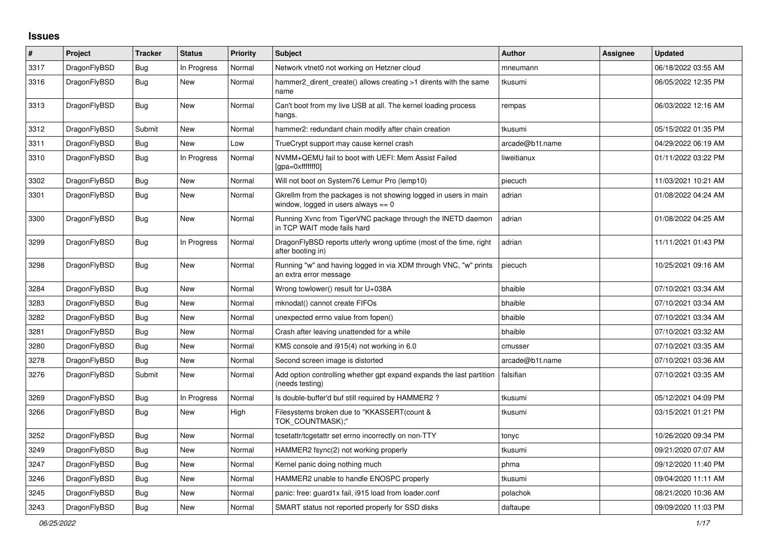## Issues

| # | Project | Tracker | Status | Priority | Subject | Author | Assignee | Updated |
|---|---|---|---|---|---|---|---|---|
| 3317 | DragonFlyBSD | Bug | In Progress | Normal | Network vtnet0 not working on Hetzner cloud | mneumann | | 06/18/2022 03:55 AM |
| 3316 | DragonFlyBSD | Bug | New | Normal | hammer2_dirent_create() allows creating >1 dirents with the same name | tkusumi | | 06/05/2022 12:35 PM |
| 3313 | DragonFlyBSD | Bug | New | Normal | Can't boot from my live USB at all. The kernel loading process hangs. | rempas | | 06/03/2022 12:16 AM |
| 3312 | DragonFlyBSD | Submit | New | Normal | hammer2: redundant chain modify after chain creation | tkusumi | | 05/15/2022 01:35 PM |
| 3311 | DragonFlyBSD | Bug | New | Low | TrueCrypt support may cause kernel crash | arcade@b1t.name | | 04/29/2022 06:19 AM |
| 3310 | DragonFlyBSD | Bug | In Progress | Normal | NVMM+QEMU fail to boot with UEFI: Mem Assist Failed [gpa=0xfffffff0] | liweitianux | | 01/11/2022 03:22 PM |
| 3302 | DragonFlyBSD | Bug | New | Normal | Will not boot on System76 Lemur Pro (lemp10) | piecuch | | 11/03/2021 10:21 AM |
| 3301 | DragonFlyBSD | Bug | New | Normal | Gkrellm from the packages is not showing logged in users in main window, logged in users always == 0 | adrian | | 01/08/2022 04:24 AM |
| 3300 | DragonFlyBSD | Bug | New | Normal | Running Xvnc from TigerVNC package through the INETD daemon in TCP WAIT mode fails hard | adrian | | 01/08/2022 04:25 AM |
| 3299 | DragonFlyBSD | Bug | In Progress | Normal | DragonFlyBSD reports utterly wrong uptime (most of the time, right after booting in) | adrian | | 11/11/2021 01:43 PM |
| 3298 | DragonFlyBSD | Bug | New | Normal | Running "w" and having logged in via XDM through VNC, "w" prints an extra error message | piecuch | | 10/25/2021 09:16 AM |
| 3284 | DragonFlyBSD | Bug | New | Normal | Wrong towlower() result for U+038A | bhaible | | 07/10/2021 03:34 AM |
| 3283 | DragonFlyBSD | Bug | New | Normal | mknodat() cannot create FIFOs | bhaible | | 07/10/2021 03:34 AM |
| 3282 | DragonFlyBSD | Bug | New | Normal | unexpected errno value from fopen() | bhaible | | 07/10/2021 03:34 AM |
| 3281 | DragonFlyBSD | Bug | New | Normal | Crash after leaving unattended for a while | bhaible | | 07/10/2021 03:32 AM |
| 3280 | DragonFlyBSD | Bug | New | Normal | KMS console and i915(4) not working in 6.0 | cmusser | | 07/10/2021 03:35 AM |
| 3278 | DragonFlyBSD | Bug | New | Normal | Second screen image is distorted | arcade@b1t.name | | 07/10/2021 03:36 AM |
| 3276 | DragonFlyBSD | Submit | New | Normal | Add option controlling whether gpt expand expands the last partition (needs testing) | falsifian | | 07/10/2021 03:35 AM |
| 3269 | DragonFlyBSD | Bug | In Progress | Normal | Is double-buffer'd buf still required by HAMMER2 ? | tkusumi | | 05/12/2021 04:09 PM |
| 3266 | DragonFlyBSD | Bug | New | High | Filesystems broken due to "KKASSERT(count & TOK_COUNTMASK);" | tkusumi | | 03/15/2021 01:21 PM |
| 3252 | DragonFlyBSD | Bug | New | Normal | tcsetattr/tcgetattr set errno incorrectly on non-TTY | tonyc | | 10/26/2020 09:34 PM |
| 3249 | DragonFlyBSD | Bug | New | Normal | HAMMER2 fsync(2) not working properly | tkusumi | | 09/21/2020 07:07 AM |
| 3247 | DragonFlyBSD | Bug | New | Normal | Kernel panic doing nothing much | phma | | 09/12/2020 11:40 PM |
| 3246 | DragonFlyBSD | Bug | New | Normal | HAMMER2 unable to handle ENOSPC properly | tkusumi | | 09/04/2020 11:11 AM |
| 3245 | DragonFlyBSD | Bug | New | Normal | panic: free: guard1x fail, i915 load from loader.conf | polachok | | 08/21/2020 10:36 AM |
| 3243 | DragonFlyBSD | Bug | New | Normal | SMART status not reported properly for SSD disks | daftaupe | | 09/09/2020 11:03 PM |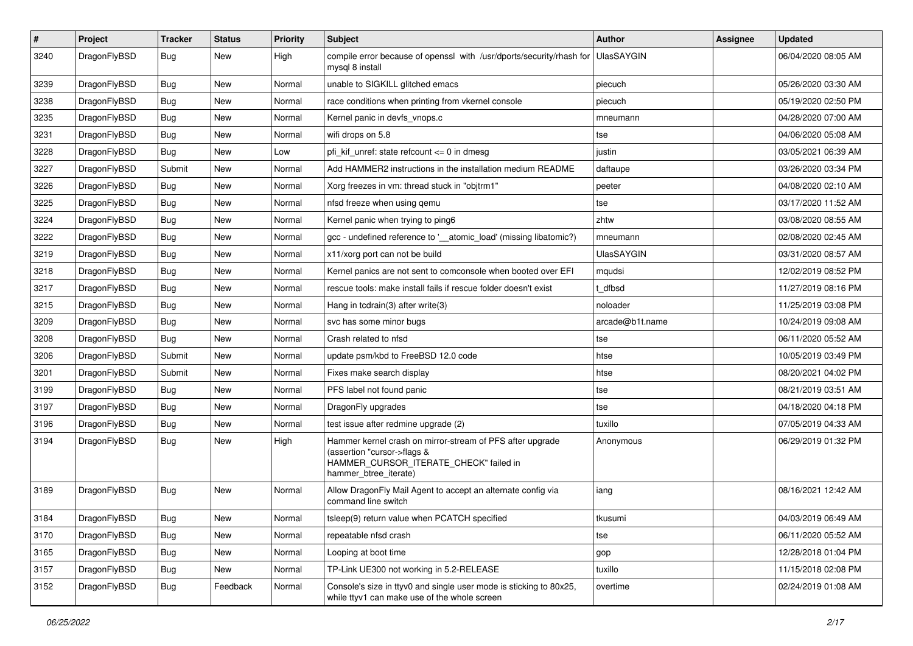| # | Project | Tracker | Status | Priority | Subject | Author | Assignee | Updated |
|---|---|---|---|---|---|---|---|---|
| 3240 | DragonFlyBSD | Bug | New | High | compile error because of openssl with /usr/dports/security/rhash for mysql 8 install | UlasSAYGIN | | 06/04/2020 08:05 AM |
| 3239 | DragonFlyBSD | Bug | New | Normal | unable to SIGKILL glitched emacs | piecuch | | 05/26/2020 03:30 AM |
| 3238 | DragonFlyBSD | Bug | New | Normal | race conditions when printing from vkernel console | piecuch | | 05/19/2020 02:50 PM |
| 3235 | DragonFlyBSD | Bug | New | Normal | Kernel panic in devfs_vnops.c | mneumann | | 04/28/2020 07:00 AM |
| 3231 | DragonFlyBSD | Bug | New | Normal | wifi drops on 5.8 | tse | | 04/06/2020 05:08 AM |
| 3228 | DragonFlyBSD | Bug | New | Low | pfi_kif_unref: state refcount <= 0 in dmesg | justin | | 03/05/2021 06:39 AM |
| 3227 | DragonFlyBSD | Submit | New | Normal | Add HAMMER2 instructions in the installation medium README | daftaupe | | 03/26/2020 03:34 PM |
| 3226 | DragonFlyBSD | Bug | New | Normal | Xorg freezes in vm: thread stuck in "objtrm1" | peeter | | 04/08/2020 02:10 AM |
| 3225 | DragonFlyBSD | Bug | New | Normal | nfsd freeze when using qemu | tse | | 03/17/2020 11:52 AM |
| 3224 | DragonFlyBSD | Bug | New | Normal | Kernel panic when trying to ping6 | zhtw | | 03/08/2020 08:55 AM |
| 3222 | DragonFlyBSD | Bug | New | Normal | gcc - undefined reference to '__atomic_load' (missing libatomic?) | mneumann | | 02/08/2020 02:45 AM |
| 3219 | DragonFlyBSD | Bug | New | Normal | x11/xorg port can not be build | UlasSAYGIN | | 03/31/2020 08:57 AM |
| 3218 | DragonFlyBSD | Bug | New | Normal | Kernel panics are not sent to comconsole when booted over EFI | mqudsi | | 12/02/2019 08:52 PM |
| 3217 | DragonFlyBSD | Bug | New | Normal | rescue tools: make install fails if rescue folder doesn't exist | t_dfbsd | | 11/27/2019 08:16 PM |
| 3215 | DragonFlyBSD | Bug | New | Normal | Hang in tcdrain(3) after write(3) | noloader | | 11/25/2019 03:08 PM |
| 3209 | DragonFlyBSD | Bug | New | Normal | svc has some minor bugs | arcade@b1t.name | | 10/24/2019 09:08 AM |
| 3208 | DragonFlyBSD | Bug | New | Normal | Crash related to nfsd | tse | | 06/11/2020 05:52 AM |
| 3206 | DragonFlyBSD | Submit | New | Normal | update psm/kbd to FreeBSD 12.0 code | htse | | 10/05/2019 03:49 PM |
| 3201 | DragonFlyBSD | Submit | New | Normal | Fixes make search display | htse | | 08/20/2021 04:02 PM |
| 3199 | DragonFlyBSD | Bug | New | Normal | PFS label not found panic | tse | | 08/21/2019 03:51 AM |
| 3197 | DragonFlyBSD | Bug | New | Normal | DragonFly upgrades | tse | | 04/18/2020 04:18 PM |
| 3196 | DragonFlyBSD | Bug | New | Normal | test issue after redmine upgrade (2) | tuxillo | | 07/05/2019 04:33 AM |
| 3194 | DragonFlyBSD | Bug | New | High | Hammer kernel crash on mirror-stream of PFS after upgrade (assertion "cursor->flags & HAMMER_CURSOR_ITERATE_CHECK" failed in hammer_btree_iterate) | Anonymous | | 06/29/2019 01:32 PM |
| 3189 | DragonFlyBSD | Bug | New | Normal | Allow DragonFly Mail Agent to accept an alternate config via command line switch | iang | | 08/16/2021 12:42 AM |
| 3184 | DragonFlyBSD | Bug | New | Normal | tsleep(9) return value when PCATCH specified | tkusumi | | 04/03/2019 06:49 AM |
| 3170 | DragonFlyBSD | Bug | New | Normal | repeatable nfsd crash | tse | | 06/11/2020 05:52 AM |
| 3165 | DragonFlyBSD | Bug | New | Normal | Looping at boot time | gop | | 12/28/2018 01:04 PM |
| 3157 | DragonFlyBSD | Bug | New | Normal | TP-Link UE300 not working in 5.2-RELEASE | tuxillo | | 11/15/2018 02:08 PM |
| 3152 | DragonFlyBSD | Bug | Feedback | Normal | Console's size in ttyv0 and single user mode is sticking to 80x25, while ttyv1 can make use of the whole screen | overtime | | 02/24/2019 01:08 AM |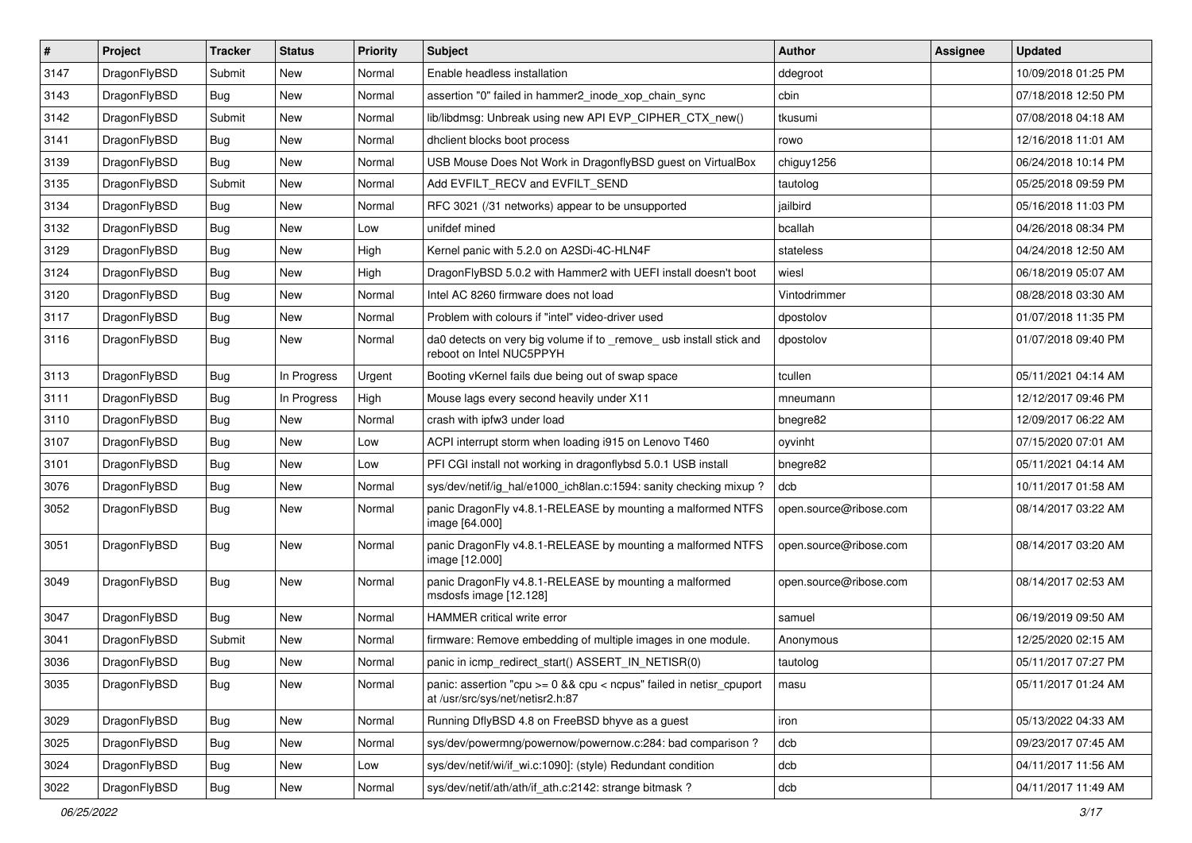| # | Project | Tracker | Status | Priority | Subject | Author | Assignee | Updated |
|---|---|---|---|---|---|---|---|---|
| 3147 | DragonFlyBSD | Submit | New | Normal | Enable headless installation | ddegroot | | 10/09/2018 01:25 PM |
| 3143 | DragonFlyBSD | Bug | New | Normal | assertion "0" failed in hammer2_inode_xop_chain_sync | cbin | | 07/18/2018 12:50 PM |
| 3142 | DragonFlyBSD | Submit | New | Normal | lib/libdmsg: Unbreak using new API EVP_CIPHER_CTX_new() | tkusumi | | 07/08/2018 04:18 AM |
| 3141 | DragonFlyBSD | Bug | New | Normal | dhclient blocks boot process | rowo | | 12/16/2018 11:01 AM |
| 3139 | DragonFlyBSD | Bug | New | Normal | USB Mouse Does Not Work in DragonflyBSD guest on VirtualBox | chiguy1256 | | 06/24/2018 10:14 PM |
| 3135 | DragonFlyBSD | Submit | New | Normal | Add EVFILT_RECV and EVFILT_SEND | tautolog | | 05/25/2018 09:59 PM |
| 3134 | DragonFlyBSD | Bug | New | Normal | RFC 3021 (/31 networks) appear to be unsupported | jailbird | | 05/16/2018 11:03 PM |
| 3132 | DragonFlyBSD | Bug | New | Low | unifdef mined | bcallah | | 04/26/2018 08:34 PM |
| 3129 | DragonFlyBSD | Bug | New | High | Kernel panic with 5.2.0 on A2SDi-4C-HLN4F | stateless | | 04/24/2018 12:50 AM |
| 3124 | DragonFlyBSD | Bug | New | High | DragonFlyBSD 5.0.2 with Hammer2 with UEFI install doesn't boot | wiesl | | 06/18/2019 05:07 AM |
| 3120 | DragonFlyBSD | Bug | New | Normal | Intel AC 8260 firmware does not load | Vintodrimmer | | 08/28/2018 03:30 AM |
| 3117 | DragonFlyBSD | Bug | New | Normal | Problem with colours if "intel" video-driver used | dpostolov | | 01/07/2018 11:35 PM |
| 3116 | DragonFlyBSD | Bug | New | Normal | da0 detects on very big volume if to _remove_ usb install stick and reboot on Intel NUC5PPYH | dpostolov | | 01/07/2018 09:40 PM |
| 3113 | DragonFlyBSD | Bug | In Progress | Urgent | Booting vKernel fails due being out of swap space | tcullen | | 05/11/2021 04:14 AM |
| 3111 | DragonFlyBSD | Bug | In Progress | High | Mouse lags every second heavily under X11 | mneumann | | 12/12/2017 09:46 PM |
| 3110 | DragonFlyBSD | Bug | New | Normal | crash with ipfw3 under load | bnegre82 | | 12/09/2017 06:22 AM |
| 3107 | DragonFlyBSD | Bug | New | Low | ACPI interrupt storm when loading i915 on Lenovo T460 | oyvinht | | 07/15/2020 07:01 AM |
| 3101 | DragonFlyBSD | Bug | New | Low | PFI CGI install not working in dragonflybsd 5.0.1 USB install | bnegre82 | | 05/11/2021 04:14 AM |
| 3076 | DragonFlyBSD | Bug | New | Normal | sys/dev/netif/ig_hal/e1000_ich8lan.c:1594: sanity checking mixup ? | dcb | | 10/11/2017 01:58 AM |
| 3052 | DragonFlyBSD | Bug | New | Normal | panic DragonFly v4.8.1-RELEASE by mounting a malformed NTFS image [64.000] | open.source@ribose.com | | 08/14/2017 03:22 AM |
| 3051 | DragonFlyBSD | Bug | New | Normal | panic DragonFly v4.8.1-RELEASE by mounting a malformed NTFS image [12.000] | open.source@ribose.com | | 08/14/2017 03:20 AM |
| 3049 | DragonFlyBSD | Bug | New | Normal | panic DragonFly v4.8.1-RELEASE by mounting a malformed msdosfs image [12.128] | open.source@ribose.com | | 08/14/2017 02:53 AM |
| 3047 | DragonFlyBSD | Bug | New | Normal | HAMMER critical write error | samuel | | 06/19/2019 09:50 AM |
| 3041 | DragonFlyBSD | Submit | New | Normal | firmware: Remove embedding of multiple images in one module. | Anonymous | | 12/25/2020 02:15 AM |
| 3036 | DragonFlyBSD | Bug | New | Normal | panic in icmp_redirect_start() ASSERT_IN_NETISR(0) | tautolog | | 05/11/2017 07:27 PM |
| 3035 | DragonFlyBSD | Bug | New | Normal | panic: assertion "cpu >= 0 && cpu < ncpus" failed in netisr_cpuport at /usr/src/sys/net/netisr2.h:87 | masu | | 05/11/2017 01:24 AM |
| 3029 | DragonFlyBSD | Bug | New | Normal | Running DflyBSD 4.8 on FreeBSD bhyve as a guest | iron | | 05/13/2022 04:33 AM |
| 3025 | DragonFlyBSD | Bug | New | Normal | sys/dev/powermng/powernow/powernow.c:284: bad comparison ? | dcb | | 09/23/2017 07:45 AM |
| 3024 | DragonFlyBSD | Bug | New | Low | sys/dev/netif/wi/if_wi.c:1090]: (style) Redundant condition | dcb | | 04/11/2017 11:56 AM |
| 3022 | DragonFlyBSD | Bug | New | Normal | sys/dev/netif/ath/ath/if_ath.c:2142: strange bitmask ? | dcb | | 04/11/2017 11:49 AM |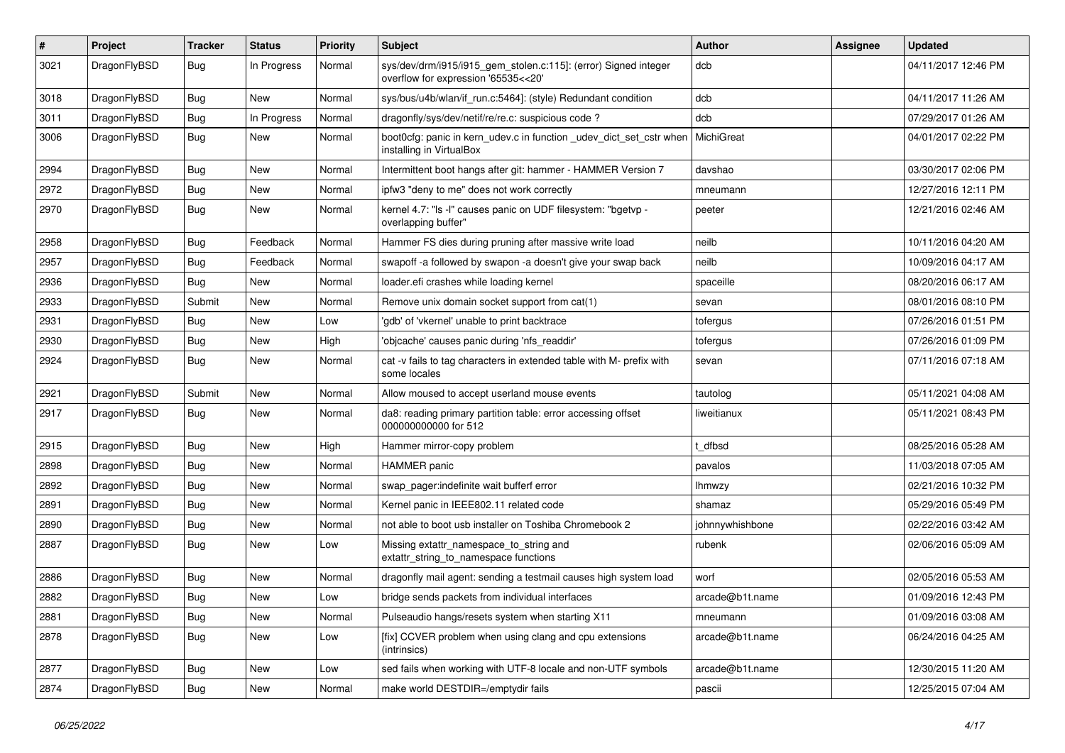| # | Project | Tracker | Status | Priority | Subject | Author | Assignee | Updated |
|---|---|---|---|---|---|---|---|---|
| 3021 | DragonFlyBSD | Bug | In Progress | Normal | sys/dev/drm/i915/i915_gem_stolen.c:115]: (error) Signed integer overflow for expression '65535<<20' | dcb | | 04/11/2017 12:46 PM |
| 3018 | DragonFlyBSD | Bug | New | Normal | sys/bus/u4b/wlan/if_run.c:5464]: (style) Redundant condition | dcb | | 04/11/2017 11:26 AM |
| 3011 | DragonFlyBSD | Bug | In Progress | Normal | dragonfly/sys/dev/netif/re/re.c: suspicious code ? | dcb | | 07/29/2017 01:26 AM |
| 3006 | DragonFlyBSD | Bug | New | Normal | boot0cfg: panic in kern_udev.c in function _udev_dict_set_cstr when installing in VirtualBox | MichiGreat | | 04/01/2017 02:22 PM |
| 2994 | DragonFlyBSD | Bug | New | Normal | Intermittent boot hangs after git: hammer - HAMMER Version 7 | davshao | | 03/30/2017 02:06 PM |
| 2972 | DragonFlyBSD | Bug | New | Normal | ipfw3 "deny to me" does not work correctly | mneumann | | 12/27/2016 12:11 PM |
| 2970 | DragonFlyBSD | Bug | New | Normal | kernel 4.7: "ls -l" causes panic on UDF filesystem: "bgetvp - overlapping buffer" | peeter | | 12/21/2016 02:46 AM |
| 2958 | DragonFlyBSD | Bug | Feedback | Normal | Hammer FS dies during pruning after massive write load | neilb | | 10/11/2016 04:20 AM |
| 2957 | DragonFlyBSD | Bug | Feedback | Normal | swapoff -a followed by swapon -a doesn't give your swap back | neilb | | 10/09/2016 04:17 AM |
| 2936 | DragonFlyBSD | Bug | New | Normal | loader.efi crashes while loading kernel | spaceille | | 08/20/2016 06:17 AM |
| 2933 | DragonFlyBSD | Submit | New | Normal | Remove unix domain socket support from cat(1) | sevan | | 08/01/2016 08:10 PM |
| 2931 | DragonFlyBSD | Bug | New | Low | 'gdb' of 'vkernel' unable to print backtrace | tofergus | | 07/26/2016 01:51 PM |
| 2930 | DragonFlyBSD | Bug | New | High | 'objcache' causes panic during 'nfs_readdir' | tofergus | | 07/26/2016 01:09 PM |
| 2924 | DragonFlyBSD | Bug | New | Normal | cat -v fails to tag characters in extended table with M- prefix with some locales | sevan | | 07/11/2016 07:18 AM |
| 2921 | DragonFlyBSD | Submit | New | Normal | Allow moused to accept userland mouse events | tautolog | | 05/11/2021 04:08 AM |
| 2917 | DragonFlyBSD | Bug | New | Normal | da8: reading primary partition table: error accessing offset 000000000000 for 512 | liweitianux | | 05/11/2021 08:43 PM |
| 2915 | DragonFlyBSD | Bug | New | High | Hammer mirror-copy problem | t_dfbsd | | 08/25/2016 05:28 AM |
| 2898 | DragonFlyBSD | Bug | New | Normal | HAMMER panic | pavalos | | 11/03/2018 07:05 AM |
| 2892 | DragonFlyBSD | Bug | New | Normal | swap_pager:indefinite wait bufferf error | lhmwzy | | 02/21/2016 10:32 PM |
| 2891 | DragonFlyBSD | Bug | New | Normal | Kernel panic in IEEE802.11 related code | shamaz | | 05/29/2016 05:49 PM |
| 2890 | DragonFlyBSD | Bug | New | Normal | not able to boot usb installer on Toshiba Chromebook 2 | johnnywhishbone | | 02/22/2016 03:42 AM |
| 2887 | DragonFlyBSD | Bug | New | Low | Missing extattr_namespace_to_string and extattr_string_to_namespace functions | rubenk | | 02/06/2016 05:09 AM |
| 2886 | DragonFlyBSD | Bug | New | Normal | dragonfly mail agent: sending a testmail causes high system load | worf | | 02/05/2016 05:53 AM |
| 2882 | DragonFlyBSD | Bug | New | Low | bridge sends packets from individual interfaces | arcade@b1t.name | | 01/09/2016 12:43 PM |
| 2881 | DragonFlyBSD | Bug | New | Normal | Pulseaudio hangs/resets system when starting X11 | mneumann | | 01/09/2016 03:08 AM |
| 2878 | DragonFlyBSD | Bug | New | Low | [fix] CCVER problem when using clang and cpu extensions (intrinsics) | arcade@b1t.name | | 06/24/2016 04:25 AM |
| 2877 | DragonFlyBSD | Bug | New | Low | sed fails when working with UTF-8 locale and non-UTF symbols | arcade@b1t.name | | 12/30/2015 11:20 AM |
| 2874 | DragonFlyBSD | Bug | New | Normal | make world DESTDIR=/emptydir fails | pascii | | 12/25/2015 07:04 AM |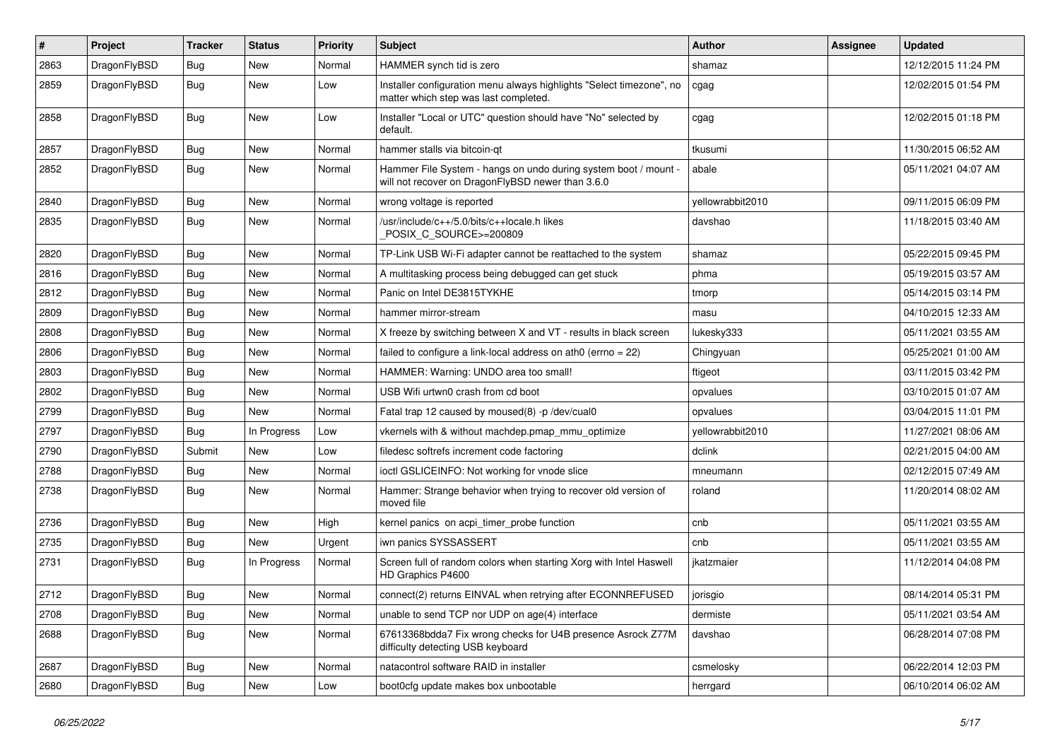| # | Project | Tracker | Status | Priority | Subject | Author | Assignee | Updated |
| --- | --- | --- | --- | --- | --- | --- | --- | --- |
| 2863 | DragonFlyBSD | Bug | New | Normal | HAMMER synch tid is zero | shamaz | | 12/12/2015 11:24 PM |
| 2859 | DragonFlyBSD | Bug | New | Low | Installer configuration menu always highlights "Select timezone", no matter which step was last completed. | cgag | | 12/02/2015 01:54 PM |
| 2858 | DragonFlyBSD | Bug | New | Low | Installer "Local or UTC" question should have "No" selected by default. | cgag | | 12/02/2015 01:18 PM |
| 2857 | DragonFlyBSD | Bug | New | Normal | hammer stalls via bitcoin-qt | tkusumi | | 11/30/2015 06:52 AM |
| 2852 | DragonFlyBSD | Bug | New | Normal | Hammer File System - hangs on undo during system boot / mount - will not recover on DragonFlyBSD newer than 3.6.0 | abale | | 05/11/2021 04:07 AM |
| 2840 | DragonFlyBSD | Bug | New | Normal | wrong voltage is reported | yellowrabbit2010 | | 09/11/2015 06:09 PM |
| 2835 | DragonFlyBSD | Bug | New | Normal | /usr/include/c++/5.0/bits/c++locale.h likes _POSIX_C_SOURCE>=200809 | davshao | | 11/18/2015 03:40 AM |
| 2820 | DragonFlyBSD | Bug | New | Normal | TP-Link USB Wi-Fi adapter cannot be reattached to the system | shamaz | | 05/22/2015 09:45 PM |
| 2816 | DragonFlyBSD | Bug | New | Normal | A multitasking process being debugged can get stuck | phma | | 05/19/2015 03:57 AM |
| 2812 | DragonFlyBSD | Bug | New | Normal | Panic on Intel DE3815TYKHE | tmorp | | 05/14/2015 03:14 PM |
| 2809 | DragonFlyBSD | Bug | New | Normal | hammer mirror-stream | masu | | 04/10/2015 12:33 AM |
| 2808 | DragonFlyBSD | Bug | New | Normal | X freeze by switching between X and VT - results in black screen | lukesky333 | | 05/11/2021 03:55 AM |
| 2806 | DragonFlyBSD | Bug | New | Normal | failed to configure a link-local address on ath0 (errno = 22) | Chingyuan | | 05/25/2021 01:00 AM |
| 2803 | DragonFlyBSD | Bug | New | Normal | HAMMER: Warning: UNDO area too small! | ftigeot | | 03/11/2015 03:42 PM |
| 2802 | DragonFlyBSD | Bug | New | Normal | USB Wifi urtwn0 crash from cd boot | opvalues | | 03/10/2015 01:07 AM |
| 2799 | DragonFlyBSD | Bug | New | Normal | Fatal trap 12 caused by moused(8) -p /dev/cual0 | opvalues | | 03/04/2015 11:01 PM |
| 2797 | DragonFlyBSD | Bug | In Progress | Low | vkernels with & without machdep.pmap_mmu_optimize | yellowrabbit2010 | | 11/27/2021 08:06 AM |
| 2790 | DragonFlyBSD | Submit | New | Low | filedesc softrefs increment code factoring | dclink | | 02/21/2015 04:00 AM |
| 2788 | DragonFlyBSD | Bug | New | Normal | ioctl GSLICEINFO: Not working for vnode slice | mneumann | | 02/12/2015 07:49 AM |
| 2738 | DragonFlyBSD | Bug | New | Normal | Hammer: Strange behavior when trying to recover old version of moved file | roland | | 11/20/2014 08:02 AM |
| 2736 | DragonFlyBSD | Bug | New | High | kernel panics on acpi_timer_probe function | cnb | | 05/11/2021 03:55 AM |
| 2735 | DragonFlyBSD | Bug | New | Urgent | iwn panics SYSSASSERT | cnb | | 05/11/2021 03:55 AM |
| 2731 | DragonFlyBSD | Bug | In Progress | Normal | Screen full of random colors when starting Xorg with Intel Haswell HD Graphics P4600 | jkatzmaier | | 11/12/2014 04:08 PM |
| 2712 | DragonFlyBSD | Bug | New | Normal | connect(2) returns EINVAL when retrying after ECONNREFUSED | jorisgio | | 08/14/2014 05:31 PM |
| 2708 | DragonFlyBSD | Bug | New | Normal | unable to send TCP nor UDP on age(4) interface | dermiste | | 05/11/2021 03:54 AM |
| 2688 | DragonFlyBSD | Bug | New | Normal | 67613368bdda7 Fix wrong checks for U4B presence Asrock Z77M difficulty detecting USB keyboard | davshao | | 06/28/2014 07:08 PM |
| 2687 | DragonFlyBSD | Bug | New | Normal | natacontrol software RAID in installer | csmelosky | | 06/22/2014 12:03 PM |
| 2680 | DragonFlyBSD | Bug | New | Low | boot0cfg update makes box unbootable | herrgard | | 06/10/2014 06:02 AM |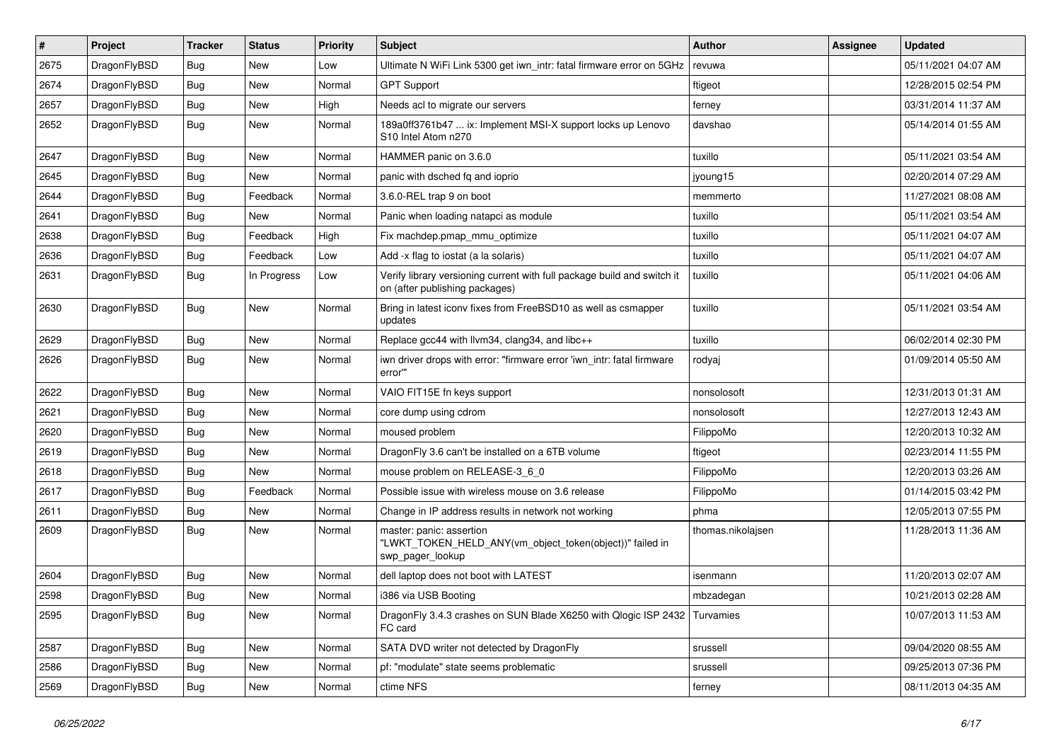| # | Project | Tracker | Status | Priority | Subject | Author | Assignee | Updated |
|---|---|---|---|---|---|---|---|---|
| 2675 | DragonFlyBSD | Bug | New | Low | Ultimate N WiFi Link 5300 get iwn_intr: fatal firmware error on 5GHz | revuwa | | 05/11/2021 04:07 AM |
| 2674 | DragonFlyBSD | Bug | New | Normal | GPT Support | ftigeot | | 12/28/2015 02:54 PM |
| 2657 | DragonFlyBSD | Bug | New | High | Needs acl to migrate our servers | ferney | | 03/31/2014 11:37 AM |
| 2652 | DragonFlyBSD | Bug | New | Normal | 189a0ff3761b47 ... ix: Implement MSI-X support locks up Lenovo S10 Intel Atom n270 | davshao | | 05/14/2014 01:55 AM |
| 2647 | DragonFlyBSD | Bug | New | Normal | HAMMER panic on 3.6.0 | tuxillo | | 05/11/2021 03:54 AM |
| 2645 | DragonFlyBSD | Bug | New | Normal | panic with dsched fq and ioprio | jyoung15 | | 02/20/2014 07:29 AM |
| 2644 | DragonFlyBSD | Bug | Feedback | Normal | 3.6.0-REL trap 9 on boot | memmerto | | 11/27/2021 08:08 AM |
| 2641 | DragonFlyBSD | Bug | New | Normal | Panic when loading natapci as module | tuxillo | | 05/11/2021 03:54 AM |
| 2638 | DragonFlyBSD | Bug | Feedback | High | Fix machdep.pmap_mmu_optimize | tuxillo | | 05/11/2021 04:07 AM |
| 2636 | DragonFlyBSD | Bug | Feedback | Low | Add -x flag to iostat (a la solaris) | tuxillo | | 05/11/2021 04:07 AM |
| 2631 | DragonFlyBSD | Bug | In Progress | Low | Verify library versioning current with full package build and switch it on (after publishing packages) | tuxillo | | 05/11/2021 04:06 AM |
| 2630 | DragonFlyBSD | Bug | New | Normal | Bring in latest iconv fixes from FreeBSD10 as well as csmapper updates | tuxillo | | 05/11/2021 03:54 AM |
| 2629 | DragonFlyBSD | Bug | New | Normal | Replace gcc44 with llvm34, clang34, and libc++ | tuxillo | | 06/02/2014 02:30 PM |
| 2626 | DragonFlyBSD | Bug | New | Normal | iwn driver drops with error: "firmware error 'iwn_intr: fatal firmware error'" | rodyaj | | 01/09/2014 05:50 AM |
| 2622 | DragonFlyBSD | Bug | New | Normal | VAIO FIT15E fn keys support | nonsolosoft | | 12/31/2013 01:31 AM |
| 2621 | DragonFlyBSD | Bug | New | Normal | core dump using cdrom | nonsolosoft | | 12/27/2013 12:43 AM |
| 2620 | DragonFlyBSD | Bug | New | Normal | moused problem | FilippoMo | | 12/20/2013 10:32 AM |
| 2619 | DragonFlyBSD | Bug | New | Normal | DragonFly 3.6 can't be installed on a 6TB volume | ftigeot | | 02/23/2014 11:55 PM |
| 2618 | DragonFlyBSD | Bug | New | Normal | mouse problem on RELEASE-3_6_0 | FilippoMo | | 12/20/2013 03:26 AM |
| 2617 | DragonFlyBSD | Bug | Feedback | Normal | Possible issue with wireless mouse on 3.6 release | FilippoMo | | 01/14/2015 03:42 PM |
| 2611 | DragonFlyBSD | Bug | New | Normal | Change in IP address results in network not working | phma | | 12/05/2013 07:55 PM |
| 2609 | DragonFlyBSD | Bug | New | Normal | master: panic: assertion "LWKT_TOKEN_HELD_ANY(vm_object_token(object))" failed in swp_pager_lookup | thomas.nikolajsen | | 11/28/2013 11:36 AM |
| 2604 | DragonFlyBSD | Bug | New | Normal | dell laptop does not boot with LATEST | isenmann | | 11/20/2013 02:07 AM |
| 2598 | DragonFlyBSD | Bug | New | Normal | i386 via USB Booting | mbzadegan | | 10/21/2013 02:28 AM |
| 2595 | DragonFlyBSD | Bug | New | Normal | DragonFly 3.4.3 crashes on SUN Blade X6250 with Qlogic ISP 2432 FC card | Turvamies | | 10/07/2013 11:53 AM |
| 2587 | DragonFlyBSD | Bug | New | Normal | SATA DVD writer not detected by DragonFly | srussell | | 09/04/2020 08:55 AM |
| 2586 | DragonFlyBSD | Bug | New | Normal | pf: "modulate" state seems problematic | srussell | | 09/25/2013 07:36 PM |
| 2569 | DragonFlyBSD | Bug | New | Normal | ctime NFS | ferney | | 08/11/2013 04:35 AM |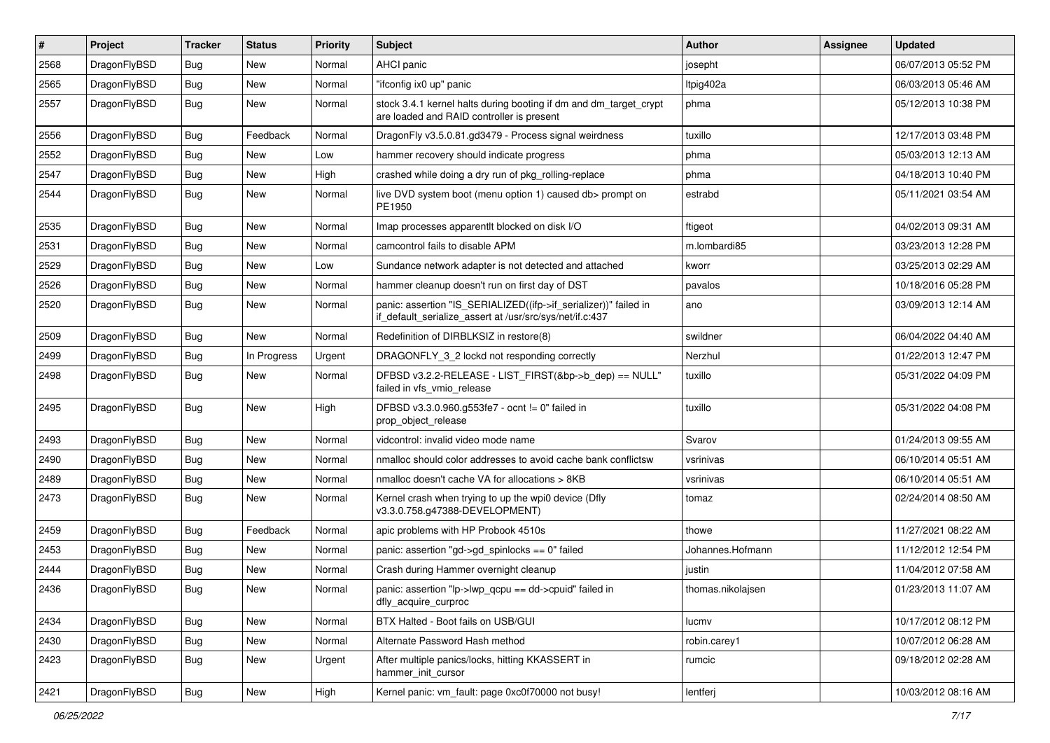| # | Project | Tracker | Status | Priority | Subject | Author | Assignee | Updated |
|---|---|---|---|---|---|---|---|---|
| 2568 | DragonFlyBSD | Bug | New | Normal | AHCI panic | josepht | | 06/07/2013 05:52 PM |
| 2565 | DragonFlyBSD | Bug | New | Normal | "ifconfig ix0 up" panic | Itpig402a | | 06/03/2013 05:46 AM |
| 2557 | DragonFlyBSD | Bug | New | Normal | stock 3.4.1 kernel halts during booting if dm and dm_target_crypt are loaded and RAID controller is present | phma | | 05/12/2013 10:38 PM |
| 2556 | DragonFlyBSD | Bug | Feedback | Normal | DragonFly v3.5.0.81.gd3479 - Process signal weirdness | tuxillo | | 12/17/2013 03:48 PM |
| 2552 | DragonFlyBSD | Bug | New | Low | hammer recovery should indicate progress | phma | | 05/03/2013 12:13 AM |
| 2547 | DragonFlyBSD | Bug | New | High | crashed while doing a dry run of pkg_rolling-replace | phma | | 04/18/2013 10:40 PM |
| 2544 | DragonFlyBSD | Bug | New | Normal | live DVD system boot (menu option 1) caused db> prompt on PE1950 | estrabd | | 05/11/2021 03:54 AM |
| 2535 | DragonFlyBSD | Bug | New | Normal | Imap processes apparentlt blocked on disk I/O | ftigeot | | 04/02/2013 09:31 AM |
| 2531 | DragonFlyBSD | Bug | New | Normal | camcontrol fails to disable APM | m.lombardi85 | | 03/23/2013 12:28 PM |
| 2529 | DragonFlyBSD | Bug | New | Low | Sundance network adapter is not detected and attached | kworr | | 03/25/2013 02:29 AM |
| 2526 | DragonFlyBSD | Bug | New | Normal | hammer cleanup doesn't run on first day of DST | pavalos | | 10/18/2016 05:28 PM |
| 2520 | DragonFlyBSD | Bug | New | Normal | panic: assertion "IS_SERIALIZED((ifp->if_serializer))" failed in if_default_serialize_assert at /usr/src/sys/net/if.c:437 | ano | | 03/09/2013 12:14 AM |
| 2509 | DragonFlyBSD | Bug | New | Normal | Redefinition of DIRBLKSIZ in restore(8) | swildner | | 06/04/2022 04:40 AM |
| 2499 | DragonFlyBSD | Bug | In Progress | Urgent | DRAGONFLY_3_2 lockd not responding correctly | Nerzhul | | 01/22/2013 12:47 PM |
| 2498 | DragonFlyBSD | Bug | New | Normal | DFBSD v3.2.2-RELEASE - LIST_FIRST(&bp->b_dep) == NULL" failed in vfs_vmio_release | tuxillo | | 05/31/2022 04:09 PM |
| 2495 | DragonFlyBSD | Bug | New | High | DFBSD v3.3.0.960.g553fe7 - ocnt != 0" failed in prop_object_release | tuxillo | | 05/31/2022 04:08 PM |
| 2493 | DragonFlyBSD | Bug | New | Normal | vidcontrol: invalid video mode name | Svarov | | 01/24/2013 09:55 AM |
| 2490 | DragonFlyBSD | Bug | New | Normal | nmalloc should color addresses to avoid cache bank conflictsw | vsrinivas | | 06/10/2014 05:51 AM |
| 2489 | DragonFlyBSD | Bug | New | Normal | nmalloc doesn't cache VA for allocations > 8KB | vsrinivas | | 06/10/2014 05:51 AM |
| 2473 | DragonFlyBSD | Bug | New | Normal | Kernel crash when trying to up the wpi0 device (Dfly v3.3.0.758.g47388-DEVELOPMENT) | tomaz | | 02/24/2014 08:50 AM |
| 2459 | DragonFlyBSD | Bug | Feedback | Normal | apic problems with HP Probook 4510s | thowe | | 11/27/2021 08:22 AM |
| 2453 | DragonFlyBSD | Bug | New | Normal | panic: assertion "gd->gd_spinlocks == 0" failed | Johannes.Hofmann | | 11/12/2012 12:54 PM |
| 2444 | DragonFlyBSD | Bug | New | Normal | Crash during Hammer overnight cleanup | justin | | 11/04/2012 07:58 AM |
| 2436 | DragonFlyBSD | Bug | New | Normal | panic: assertion "lp->lwp_qcpu == dd->cpuid" failed in dfly_acquire_curproc | thomas.nikolajsen | | 01/23/2013 11:07 AM |
| 2434 | DragonFlyBSD | Bug | New | Normal | BTX Halted - Boot fails on USB/GUI | lucmv | | 10/17/2012 08:12 PM |
| 2430 | DragonFlyBSD | Bug | New | Normal | Alternate Password Hash method | robin.carey1 | | 10/07/2012 06:28 AM |
| 2423 | DragonFlyBSD | Bug | New | Urgent | After multiple panics/locks, hitting KKASSERT in hammer_init_cursor | rumcic | | 09/18/2012 02:28 AM |
| 2421 | DragonFlyBSD | Bug | New | High | Kernel panic: vm_fault: page 0xc0f70000 not busy! | lentferj | | 10/03/2012 08:16 AM |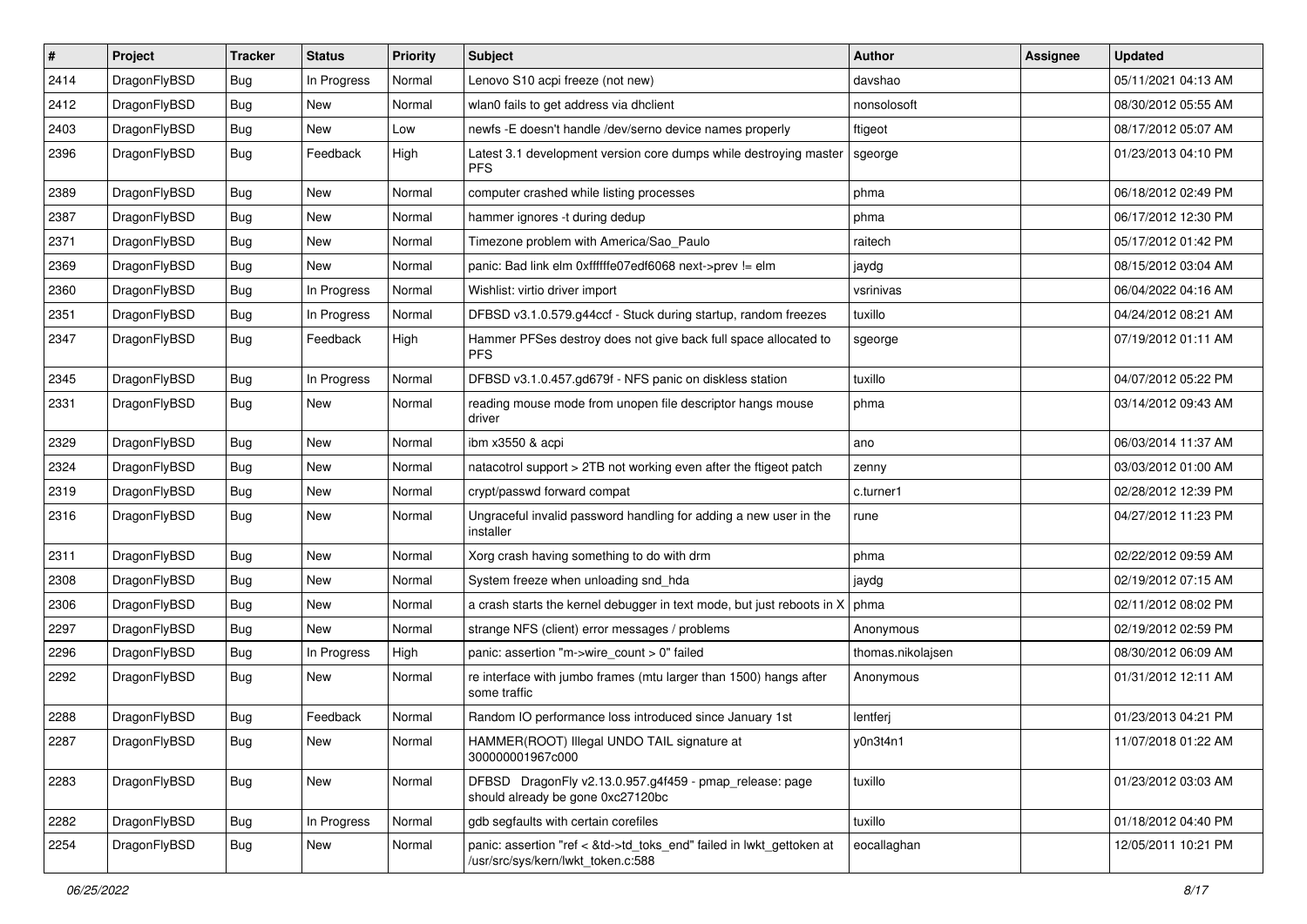| # | Project | Tracker | Status | Priority | Subject | Author | Assignee | Updated |
|---|---|---|---|---|---|---|---|---|
| 2414 | DragonFlyBSD | Bug | In Progress | Normal | Lenovo S10 acpi freeze (not new) | davshao | | 05/11/2021 04:13 AM |
| 2412 | DragonFlyBSD | Bug | New | Normal | wlan0 fails to get address via dhclient | nonsolosoft | | 08/30/2012 05:55 AM |
| 2403 | DragonFlyBSD | Bug | New | Low | newfs -E doesn't handle /dev/serno device names properly | ftigeot | | 08/17/2012 05:07 AM |
| 2396 | DragonFlyBSD | Bug | Feedback | High | Latest 3.1 development version core dumps while destroying master PFS | sgeorge | | 01/23/2013 04:10 PM |
| 2389 | DragonFlyBSD | Bug | New | Normal | computer crashed while listing processes | phma | | 06/18/2012 02:49 PM |
| 2387 | DragonFlyBSD | Bug | New | Normal | hammer ignores -t during dedup | phma | | 06/17/2012 12:30 PM |
| 2371 | DragonFlyBSD | Bug | New | Normal | Timezone problem with America/Sao_Paulo | raitech | | 05/17/2012 01:42 PM |
| 2369 | DragonFlyBSD | Bug | New | Normal | panic: Bad link elm 0xffffffe07edf6068 next->prev != elm | jaydg | | 08/15/2012 03:04 AM |
| 2360 | DragonFlyBSD | Bug | In Progress | Normal | Wishlist: virtio driver import | vsrinivas | | 06/04/2022 04:16 AM |
| 2351 | DragonFlyBSD | Bug | In Progress | Normal | DFBSD v3.1.0.579.g44ccf - Stuck during startup, random freezes | tuxillo | | 04/24/2012 08:21 AM |
| 2347 | DragonFlyBSD | Bug | Feedback | High | Hammer PFSes destroy does not give back full space allocated to PFS | sgeorge | | 07/19/2012 01:11 AM |
| 2345 | DragonFlyBSD | Bug | In Progress | Normal | DFBSD v3.1.0.457.gd679f - NFS panic on diskless station | tuxillo | | 04/07/2012 05:22 PM |
| 2331 | DragonFlyBSD | Bug | New | Normal | reading mouse mode from unopen file descriptor hangs mouse driver | phma | | 03/14/2012 09:43 AM |
| 2329 | DragonFlyBSD | Bug | New | Normal | ibm x3550 & acpi | ano | | 06/03/2014 11:37 AM |
| 2324 | DragonFlyBSD | Bug | New | Normal | natacotrol support > 2TB not working even after the ftigeot patch | zenny | | 03/03/2012 01:00 AM |
| 2319 | DragonFlyBSD | Bug | New | Normal | crypt/passwd forward compat | c.turner1 | | 02/28/2012 12:39 PM |
| 2316 | DragonFlyBSD | Bug | New | Normal | Ungraceful invalid password handling for adding a new user in the installer | rune | | 04/27/2012 11:23 PM |
| 2311 | DragonFlyBSD | Bug | New | Normal | Xorg crash having something to do with drm | phma | | 02/22/2012 09:59 AM |
| 2308 | DragonFlyBSD | Bug | New | Normal | System freeze when unloading snd_hda | jaydg | | 02/19/2012 07:15 AM |
| 2306 | DragonFlyBSD | Bug | New | Normal | a crash starts the kernel debugger in text mode, but just reboots in X | phma | | 02/11/2012 08:02 PM |
| 2297 | DragonFlyBSD | Bug | New | Normal | strange NFS (client) error messages / problems | Anonymous | | 02/19/2012 02:59 PM |
| 2296 | DragonFlyBSD | Bug | In Progress | High | panic: assertion "m->wire_count > 0" failed | thomas.nikolajsen | | 08/30/2012 06:09 AM |
| 2292 | DragonFlyBSD | Bug | New | Normal | re interface with jumbo frames (mtu larger than 1500) hangs after some traffic | Anonymous | | 01/31/2012 12:11 AM |
| 2288 | DragonFlyBSD | Bug | Feedback | Normal | Random IO performance loss introduced since January 1st | lentferj | | 01/23/2013 04:21 PM |
| 2287 | DragonFlyBSD | Bug | New | Normal | HAMMER(ROOT) Illegal UNDO TAIL signature at 300000001967c000 | y0n3t4n1 | | 11/07/2018 01:22 AM |
| 2283 | DragonFlyBSD | Bug | New | Normal | DFBSD DragonFly v2.13.0.957.g4f459 - pmap_release: page should already be gone 0xc27120bc | tuxillo | | 01/23/2012 03:03 AM |
| 2282 | DragonFlyBSD | Bug | In Progress | Normal | gdb segfaults with certain corefiles | tuxillo | | 01/18/2012 04:40 PM |
| 2254 | DragonFlyBSD | Bug | New | Normal | panic: assertion "ref < &td->td_toks_end" failed in lwkt_gettoken at /usr/src/sys/kern/lwkt_token.c:588 | eocallaghan | | 12/05/2011 10:21 PM |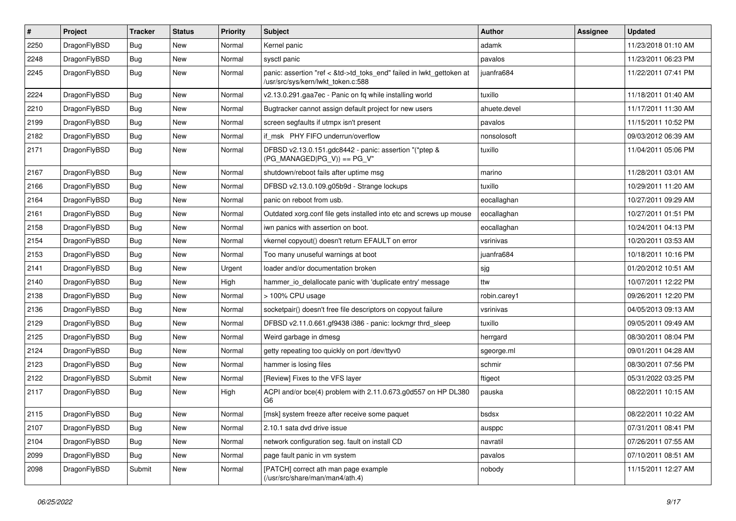| # | Project | Tracker | Status | Priority | Subject | Author | Assignee | Updated |
|---|---|---|---|---|---|---|---|---|
| 2250 | DragonFlyBSD | Bug | New | Normal | Kernel panic | adamk | | 11/23/2018 01:10 AM |
| 2248 | DragonFlyBSD | Bug | New | Normal | sysctl panic | pavalos | | 11/23/2011 06:23 PM |
| 2245 | DragonFlyBSD | Bug | New | Normal | panic: assertion "ref < &td->td_toks_end" failed in lwkt_gettoken at /usr/src/sys/kern/lwkt_token.c:588 | juanfra684 | | 11/22/2011 07:41 PM |
| 2224 | DragonFlyBSD | Bug | New | Normal | v2.13.0.291.gaa7ec - Panic on fq while installing world | tuxillo | | 11/18/2011 01:40 AM |
| 2210 | DragonFlyBSD | Bug | New | Normal | Bugtracker cannot assign default project for new users | ahuete.devel | | 11/17/2011 11:30 AM |
| 2199 | DragonFlyBSD | Bug | New | Normal | screen segfaults if utmpx isn't present | pavalos | | 11/15/2011 10:52 PM |
| 2182 | DragonFlyBSD | Bug | New | Normal | if_msk PHY FIFO underrun/overflow | nonsolosoft | | 09/03/2012 06:39 AM |
| 2171 | DragonFlyBSD | Bug | New | Normal | DFBSD v2.13.0.151.gdc8442 - panic: assertion "(*ptep & (PG_MANAGED\|PG_V)) == PG_V" | tuxillo | | 11/04/2011 05:06 PM |
| 2167 | DragonFlyBSD | Bug | New | Normal | shutdown/reboot fails after uptime msg | marino | | 11/28/2011 03:01 AM |
| 2166 | DragonFlyBSD | Bug | New | Normal | DFBSD v2.13.0.109.g05b9d - Strange lockups | tuxillo | | 10/29/2011 11:20 AM |
| 2164 | DragonFlyBSD | Bug | New | Normal | panic on reboot from usb. | eocallaghan | | 10/27/2011 09:29 AM |
| 2161 | DragonFlyBSD | Bug | New | Normal | Outdated xorg.conf file gets installed into etc and screws up mouse | eocallaghan | | 10/27/2011 01:51 PM |
| 2158 | DragonFlyBSD | Bug | New | Normal | iwn panics with assertion on boot. | eocallaghan | | 10/24/2011 04:13 PM |
| 2154 | DragonFlyBSD | Bug | New | Normal | vkernel copyout() doesn't return EFAULT on error | vsrinivas | | 10/20/2011 03:53 AM |
| 2153 | DragonFlyBSD | Bug | New | Normal | Too many unuseful warnings at boot | juanfra684 | | 10/18/2011 10:16 PM |
| 2141 | DragonFlyBSD | Bug | New | Urgent | loader and/or documentation broken | sjg | | 01/20/2012 10:51 AM |
| 2140 | DragonFlyBSD | Bug | New | High | hammer_io_delallocate panic with 'duplicate entry' message | ttw | | 10/07/2011 12:22 PM |
| 2138 | DragonFlyBSD | Bug | New | Normal | > 100% CPU usage | robin.carey1 | | 09/26/2011 12:20 PM |
| 2136 | DragonFlyBSD | Bug | New | Normal | socketpair() doesn't free file descriptors on copyout failure | vsrinivas | | 04/05/2013 09:13 AM |
| 2129 | DragonFlyBSD | Bug | New | Normal | DFBSD v2.11.0.661.gf9438 i386 - panic: lockmgr thrd_sleep | tuxillo | | 09/05/2011 09:49 AM |
| 2125 | DragonFlyBSD | Bug | New | Normal | Weird garbage in dmesg | herrgard | | 08/30/2011 08:04 PM |
| 2124 | DragonFlyBSD | Bug | New | Normal | getty repeating too quickly on port /dev/ttyv0 | sgeorge.ml | | 09/01/2011 04:28 AM |
| 2123 | DragonFlyBSD | Bug | New | Normal | hammer is losing files | schmir | | 08/30/2011 07:56 PM |
| 2122 | DragonFlyBSD | Submit | New | Normal | [Review] Fixes to the VFS layer | ftigeot | | 05/31/2022 03:25 PM |
| 2117 | DragonFlyBSD | Bug | New | High | ACPI and/or bce(4) problem with 2.11.0.673.g0d557 on HP DL380 G6 | pauska | | 08/22/2011 10:15 AM |
| 2115 | DragonFlyBSD | Bug | New | Normal | [msk] system freeze after receive some paquet | bsdsx | | 08/22/2011 10:22 AM |
| 2107 | DragonFlyBSD | Bug | New | Normal | 2.10.1 sata dvd drive issue | ausppc | | 07/31/2011 08:41 PM |
| 2104 | DragonFlyBSD | Bug | New | Normal | network configuration seg. fault on install CD | navratil | | 07/26/2011 07:55 AM |
| 2099 | DragonFlyBSD | Bug | New | Normal | page fault panic in vm system | pavalos | | 07/10/2011 08:51 AM |
| 2098 | DragonFlyBSD | Submit | New | Normal | [PATCH] correct ath man page example (/usr/src/share/man/man4/ath.4) | nobody | | 11/15/2011 12:27 AM |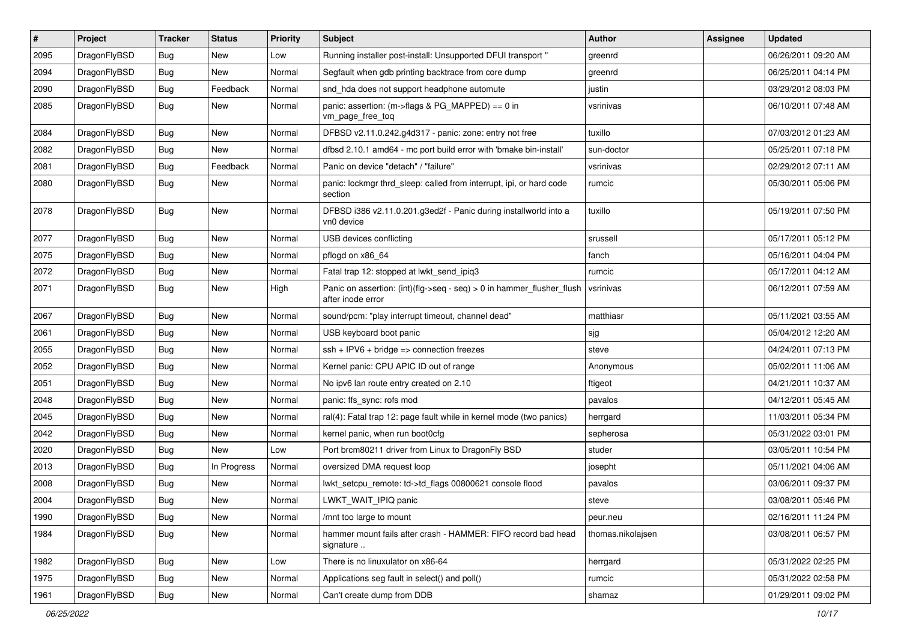| # | Project | Tracker | Status | Priority | Subject | Author | Assignee | Updated |
|---|---|---|---|---|---|---|---|---|
| 2095 | DragonFlyBSD | Bug | New | Low | Running installer post-install: Unsupported DFUI transport " | greenrd | | 06/26/2011 09:20 AM |
| 2094 | DragonFlyBSD | Bug | New | Normal | Segfault when gdb printing backtrace from core dump | greenrd | | 06/25/2011 04:14 PM |
| 2090 | DragonFlyBSD | Bug | Feedback | Normal | snd_hda does not support headphone automute | justin | | 03/29/2012 08:03 PM |
| 2085 | DragonFlyBSD | Bug | New | Normal | panic: assertion: (m->flags & PG_MAPPED) == 0 in vm_page_free_toq | vsrinivas | | 06/10/2011 07:48 AM |
| 2084 | DragonFlyBSD | Bug | New | Normal | DFBSD v2.11.0.242.g4d317 - panic: zone: entry not free | tuxillo | | 07/03/2012 01:23 AM |
| 2082 | DragonFlyBSD | Bug | New | Normal | dfbsd 2.10.1 amd64 - mc port build error with 'bmake bin-install' | sun-doctor | | 05/25/2011 07:18 PM |
| 2081 | DragonFlyBSD | Bug | Feedback | Normal | Panic on device "detach" / "failure" | vsrinivas | | 02/29/2012 07:11 AM |
| 2080 | DragonFlyBSD | Bug | New | Normal | panic: lockmgr thrd_sleep: called from interrupt, ipi, or hard code section | rumcic | | 05/30/2011 05:06 PM |
| 2078 | DragonFlyBSD | Bug | New | Normal | DFBSD i386 v2.11.0.201.g3ed2f - Panic during installworld into a vn0 device | tuxillo | | 05/19/2011 07:50 PM |
| 2077 | DragonFlyBSD | Bug | New | Normal | USB devices conflicting | srussell | | 05/17/2011 05:12 PM |
| 2075 | DragonFlyBSD | Bug | New | Normal | pflogd on x86_64 | fanch | | 05/16/2011 04:04 PM |
| 2072 | DragonFlyBSD | Bug | New | Normal | Fatal trap 12: stopped at lwkt_send_ipiq3 | rumcic | | 05/17/2011 04:12 AM |
| 2071 | DragonFlyBSD | Bug | New | High | Panic on assertion: (int)(flg->seq - seq) > 0 in hammer_flusher_flush after inode error | vsrinivas | | 06/12/2011 07:59 AM |
| 2067 | DragonFlyBSD | Bug | New | Normal | sound/pcm: "play interrupt timeout, channel dead" | matthiasr | | 05/11/2021 03:55 AM |
| 2061 | DragonFlyBSD | Bug | New | Normal | USB keyboard boot panic | sjg | | 05/04/2012 12:20 AM |
| 2055 | DragonFlyBSD | Bug | New | Normal | ssh + IPV6 + bridge => connection freezes | steve | | 04/24/2011 07:13 PM |
| 2052 | DragonFlyBSD | Bug | New | Normal | Kernel panic: CPU APIC ID out of range | Anonymous | | 05/02/2011 11:06 AM |
| 2051 | DragonFlyBSD | Bug | New | Normal | No ipv6 lan route entry created on 2.10 | ftigeot | | 04/21/2011 10:37 AM |
| 2048 | DragonFlyBSD | Bug | New | Normal | panic: ffs_sync: rofs mod | pavalos | | 04/12/2011 05:45 AM |
| 2045 | DragonFlyBSD | Bug | New | Normal | ral(4): Fatal trap 12: page fault while in kernel mode (two panics) | herrgard | | 11/03/2011 05:34 PM |
| 2042 | DragonFlyBSD | Bug | New | Normal | kernel panic, when run boot0cfg | sepherosa | | 05/31/2022 03:01 PM |
| 2020 | DragonFlyBSD | Bug | New | Low | Port brcm80211 driver from Linux to DragonFly BSD | studer | | 03/05/2011 10:54 PM |
| 2013 | DragonFlyBSD | Bug | In Progress | Normal | oversized DMA request loop | josepht | | 05/11/2021 04:06 AM |
| 2008 | DragonFlyBSD | Bug | New | Normal | lwkt_setcpu_remote: td->td_flags 00800621 console flood | pavalos | | 03/06/2011 09:37 PM |
| 2004 | DragonFlyBSD | Bug | New | Normal | LWKT_WAIT_IPIQ panic | steve | | 03/08/2011 05:46 PM |
| 1990 | DragonFlyBSD | Bug | New | Normal | /mnt too large to mount | peur.neu | | 02/16/2011 11:24 PM |
| 1984 | DragonFlyBSD | Bug | New | Normal | hammer mount fails after crash - HAMMER: FIFO record bad head signature .. | thomas.nikolajsen | | 03/08/2011 06:57 PM |
| 1982 | DragonFlyBSD | Bug | New | Low | There is no linuxulator on x86-64 | herrgard | | 05/31/2022 02:25 PM |
| 1975 | DragonFlyBSD | Bug | New | Normal | Applications seg fault in select() and poll() | rumcic | | 05/31/2022 02:58 PM |
| 1961 | DragonFlyBSD | Bug | New | Normal | Can't create dump from DDB | shamaz | | 01/29/2011 09:02 PM |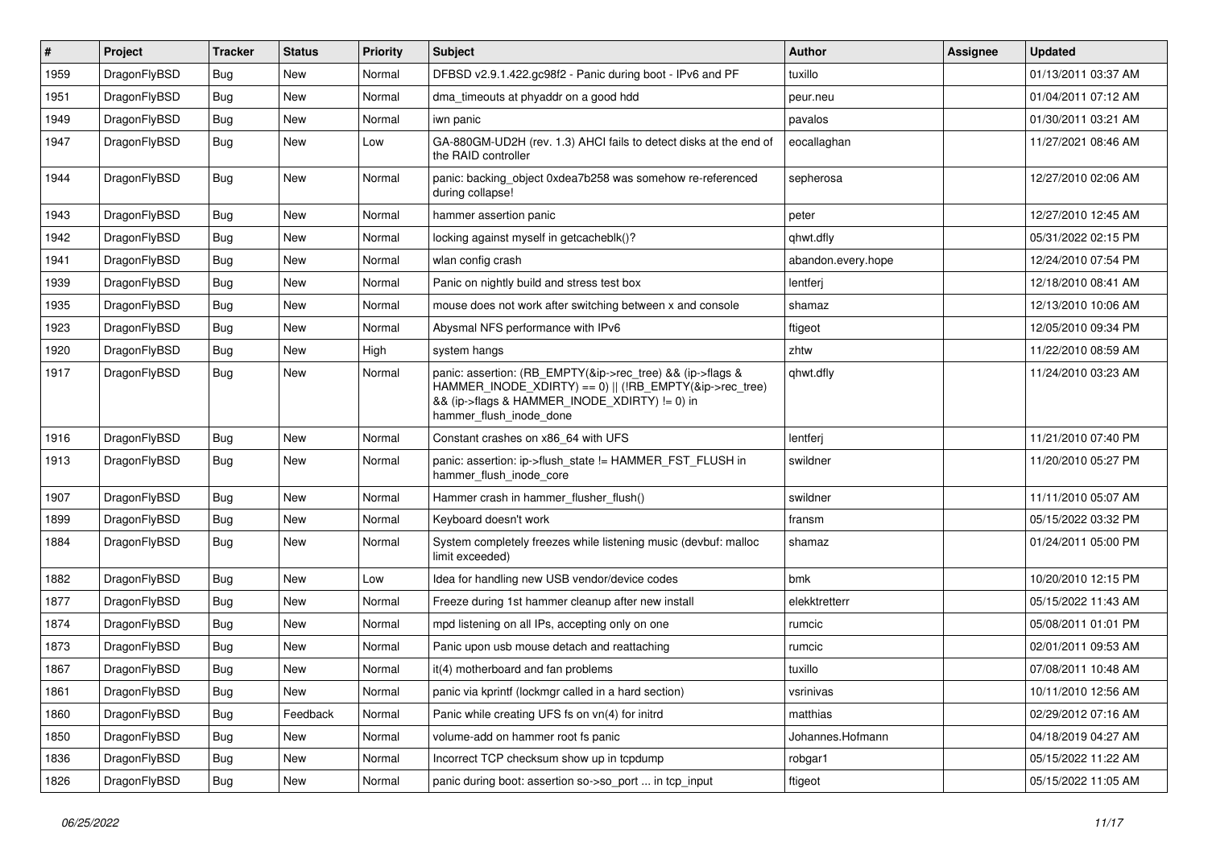| # | Project | Tracker | Status | Priority | Subject | Author | Assignee | Updated |
|---|---|---|---|---|---|---|---|---|
| 1959 | DragonFlyBSD | Bug | New | Normal | DFBSD v2.9.1.422.gc98f2 - Panic during boot - IPv6 and PF | tuxillo | | 01/13/2011 03:37 AM |
| 1951 | DragonFlyBSD | Bug | New | Normal | dma_timeouts at phyaddr on a good hdd | peur.neu | | 01/04/2011 07:12 AM |
| 1949 | DragonFlyBSD | Bug | New | Normal | iwn panic | pavalos | | 01/30/2011 03:21 AM |
| 1947 | DragonFlyBSD | Bug | New | Low | GA-880GM-UD2H (rev. 1.3) AHCI fails to detect disks at the end of the RAID controller | eocallaghan | | 11/27/2021 08:46 AM |
| 1944 | DragonFlyBSD | Bug | New | Normal | panic: backing_object 0xdea7b258 was somehow re-referenced during collapse! | sepherosa | | 12/27/2010 02:06 AM |
| 1943 | DragonFlyBSD | Bug | New | Normal | hammer assertion panic | peter | | 12/27/2010 12:45 AM |
| 1942 | DragonFlyBSD | Bug | New | Normal | locking against myself in getcacheblk()? | qhwt.dfly | | 05/31/2022 02:15 PM |
| 1941 | DragonFlyBSD | Bug | New | Normal | wlan config crash | abandon.every.hope | | 12/24/2010 07:54 PM |
| 1939 | DragonFlyBSD | Bug | New | Normal | Panic on nightly build and stress test box | lentferj | | 12/18/2010 08:41 AM |
| 1935 | DragonFlyBSD | Bug | New | Normal | mouse does not work after switching between x and console | shamaz | | 12/13/2010 10:06 AM |
| 1923 | DragonFlyBSD | Bug | New | Normal | Abysmal NFS performance with IPv6 | ftigeot | | 12/05/2010 09:34 PM |
| 1920 | DragonFlyBSD | Bug | New | High | system hangs | zhtw | | 11/22/2010 08:59 AM |
| 1917 | DragonFlyBSD | Bug | New | Normal | panic: assertion: (RB_EMPTY(&ip->rec_tree) && (ip->flags & HAMMER_INODE_XDIRTY) == 0) \|\| (!RB_EMPTY(&ip->rec_tree) && (ip->flags & HAMMER_INODE_XDIRTY) != 0) in hammer_flush_inode_done | qhwt.dfly | | 11/24/2010 03:23 AM |
| 1916 | DragonFlyBSD | Bug | New | Normal | Constant crashes on x86_64 with UFS | lentferj | | 11/21/2010 07:40 PM |
| 1913 | DragonFlyBSD | Bug | New | Normal | panic: assertion: ip->flush_state != HAMMER_FST_FLUSH in hammer_flush_inode_core | swildner | | 11/20/2010 05:27 PM |
| 1907 | DragonFlyBSD | Bug | New | Normal | Hammer crash in hammer_flusher_flush() | swildner | | 11/11/2010 05:07 AM |
| 1899 | DragonFlyBSD | Bug | New | Normal | Keyboard doesn't work | fransm | | 05/15/2022 03:32 PM |
| 1884 | DragonFlyBSD | Bug | New | Normal | System completely freezes while listening music (devbuf: malloc limit exceeded) | shamaz | | 01/24/2011 05:00 PM |
| 1882 | DragonFlyBSD | Bug | New | Low | Idea for handling new USB vendor/device codes | bmk | | 10/20/2010 12:15 PM |
| 1877 | DragonFlyBSD | Bug | New | Normal | Freeze during 1st hammer cleanup after new install | elekktretterr | | 05/15/2022 11:43 AM |
| 1874 | DragonFlyBSD | Bug | New | Normal | mpd listening on all IPs, accepting only on one | rumcic | | 05/08/2011 01:01 PM |
| 1873 | DragonFlyBSD | Bug | New | Normal | Panic upon usb mouse detach and reattaching | rumcic | | 02/01/2011 09:53 AM |
| 1867 | DragonFlyBSD | Bug | New | Normal | it(4) motherboard and fan problems | tuxillo | | 07/08/2011 10:48 AM |
| 1861 | DragonFlyBSD | Bug | New | Normal | panic via kprintf (lockmgr called in a hard section) | vsrinivas | | 10/11/2010 12:56 AM |
| 1860 | DragonFlyBSD | Bug | Feedback | Normal | Panic while creating UFS fs on vn(4) for initrd | matthias | | 02/29/2012 07:16 AM |
| 1850 | DragonFlyBSD | Bug | New | Normal | volume-add on hammer root fs panic | Johannes.Hofmann | | 04/18/2019 04:27 AM |
| 1836 | DragonFlyBSD | Bug | New | Normal | Incorrect TCP checksum show up in tcpdump | robgar1 | | 05/15/2022 11:22 AM |
| 1826 | DragonFlyBSD | Bug | New | Normal | panic during boot: assertion so->so_port ... in tcp_input | ftigeot | | 05/15/2022 11:05 AM |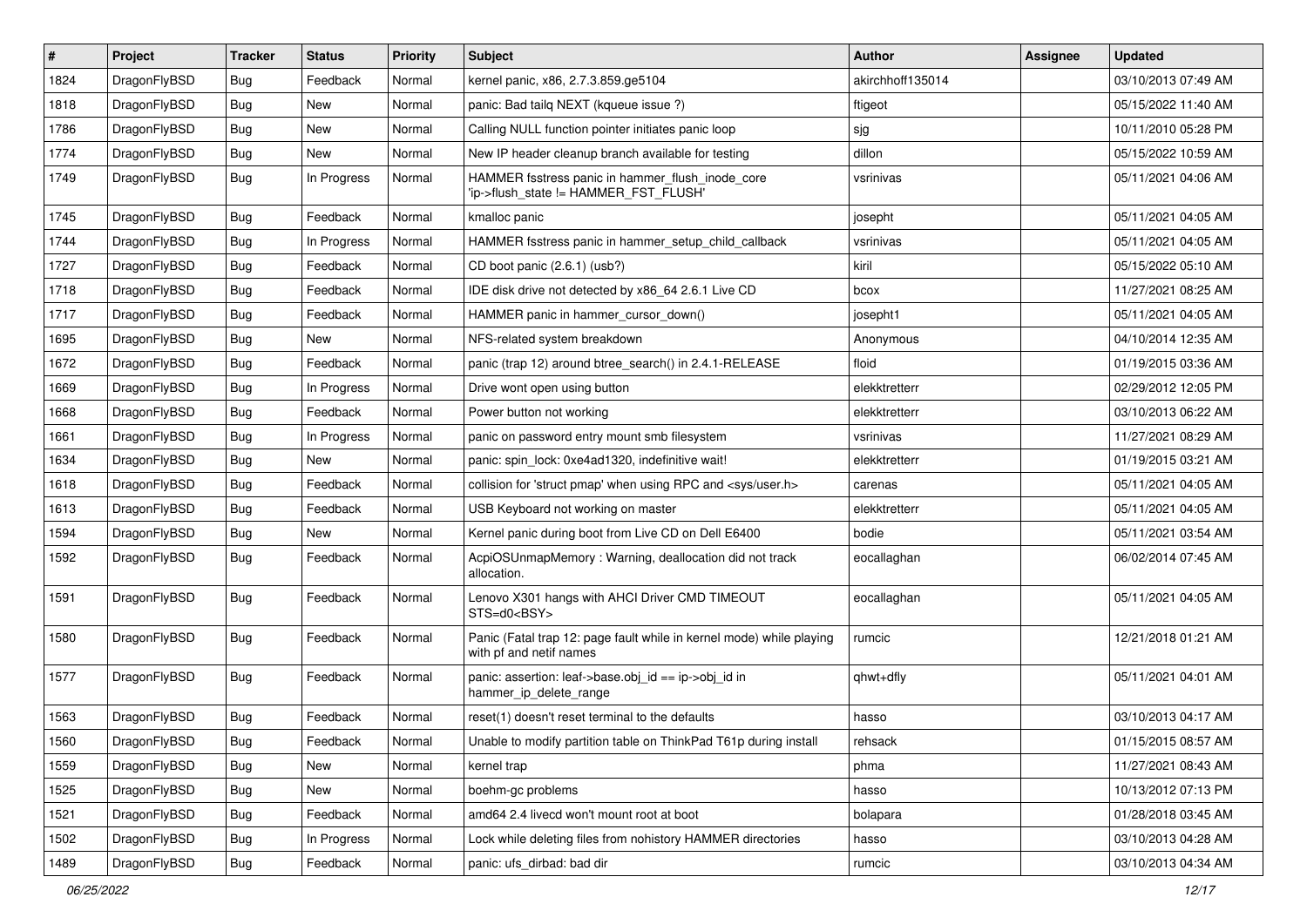| # | Project | Tracker | Status | Priority | Subject | Author | Assignee | Updated |
|---|---|---|---|---|---|---|---|---|
| 1824 | DragonFlyBSD | Bug | Feedback | Normal | kernel panic, x86, 2.7.3.859.ge5104 | akirchhoff135014 | | 03/10/2013 07:49 AM |
| 1818 | DragonFlyBSD | Bug | New | Normal | panic: Bad tailq NEXT (kqueue issue ?) | ftigeot | | 05/15/2022 11:40 AM |
| 1786 | DragonFlyBSD | Bug | New | Normal | Calling NULL function pointer initiates panic loop | sjg | | 10/11/2010 05:28 PM |
| 1774 | DragonFlyBSD | Bug | New | Normal | New IP header cleanup branch available for testing | dillon | | 05/15/2022 10:59 AM |
| 1749 | DragonFlyBSD | Bug | In Progress | Normal | HAMMER fsstress panic in hammer_flush_inode_core 'ip->flush_state != HAMMER_FST_FLUSH' | vsrinivas | | 05/11/2021 04:06 AM |
| 1745 | DragonFlyBSD | Bug | Feedback | Normal | kmalloc panic | josepht | | 05/11/2021 04:05 AM |
| 1744 | DragonFlyBSD | Bug | In Progress | Normal | HAMMER fsstress panic in hammer_setup_child_callback | vsrinivas | | 05/11/2021 04:05 AM |
| 1727 | DragonFlyBSD | Bug | Feedback | Normal | CD boot panic (2.6.1) (usb?) | kiril | | 05/15/2022 05:10 AM |
| 1718 | DragonFlyBSD | Bug | Feedback | Normal | IDE disk drive not detected by x86_64 2.6.1 Live CD | bcox | | 11/27/2021 08:25 AM |
| 1717 | DragonFlyBSD | Bug | Feedback | Normal | HAMMER panic in hammer_cursor_down() | josepht1 | | 05/11/2021 04:05 AM |
| 1695 | DragonFlyBSD | Bug | New | Normal | NFS-related system breakdown | Anonymous | | 04/10/2014 12:35 AM |
| 1672 | DragonFlyBSD | Bug | Feedback | Normal | panic (trap 12) around btree_search() in 2.4.1-RELEASE | floid | | 01/19/2015 03:36 AM |
| 1669 | DragonFlyBSD | Bug | In Progress | Normal | Drive wont open using button | elekktretterr | | 02/29/2012 12:05 PM |
| 1668 | DragonFlyBSD | Bug | Feedback | Normal | Power button not working | elekktretterr | | 03/10/2013 06:22 AM |
| 1661 | DragonFlyBSD | Bug | In Progress | Normal | panic on password entry mount smb filesystem | vsrinivas | | 11/27/2021 08:29 AM |
| 1634 | DragonFlyBSD | Bug | New | Normal | panic: spin_lock: 0xe4ad1320, indefinitive wait! | elekktretterr | | 01/19/2015 03:21 AM |
| 1618 | DragonFlyBSD | Bug | Feedback | Normal | collision for 'struct pmap' when using RPC and <sys/user.h> | carenas | | 05/11/2021 04:05 AM |
| 1613 | DragonFlyBSD | Bug | Feedback | Normal | USB Keyboard not working on master | elekktretterr | | 05/11/2021 04:05 AM |
| 1594 | DragonFlyBSD | Bug | New | Normal | Kernel panic during boot from Live CD on Dell E6400 | bodie | | 05/11/2021 03:54 AM |
| 1592 | DragonFlyBSD | Bug | Feedback | Normal | AcpiOSUnmapMemory : Warning, deallocation did not track allocation. | eocallaghan | | 06/02/2014 07:45 AM |
| 1591 | DragonFlyBSD | Bug | Feedback | Normal | Lenovo X301 hangs with AHCI Driver CMD TIMEOUT STS=d0<BSY> | eocallaghan | | 05/11/2021 04:05 AM |
| 1580 | DragonFlyBSD | Bug | Feedback | Normal | Panic (Fatal trap 12: page fault while in kernel mode) while playing with pf and netif names | rumcic | | 12/21/2018 01:21 AM |
| 1577 | DragonFlyBSD | Bug | Feedback | Normal | panic: assertion: leaf->base.obj_id == ip->obj_id in hammer_ip_delete_range | qhwt+dfly | | 05/11/2021 04:01 AM |
| 1563 | DragonFlyBSD | Bug | Feedback | Normal | reset(1) doesn't reset terminal to the defaults | hasso | | 03/10/2013 04:17 AM |
| 1560 | DragonFlyBSD | Bug | Feedback | Normal | Unable to modify partition table on ThinkPad T61p during install | rehsack | | 01/15/2015 08:57 AM |
| 1559 | DragonFlyBSD | Bug | New | Normal | kernel trap | phma | | 11/27/2021 08:43 AM |
| 1525 | DragonFlyBSD | Bug | New | Normal | boehm-gc problems | hasso | | 10/13/2012 07:13 PM |
| 1521 | DragonFlyBSD | Bug | Feedback | Normal | amd64 2.4 livecd won't mount root at boot | bolapara | | 01/28/2018 03:45 AM |
| 1502 | DragonFlyBSD | Bug | In Progress | Normal | Lock while deleting files from nohistory HAMMER directories | hasso | | 03/10/2013 04:28 AM |
| 1489 | DragonFlyBSD | Bug | Feedback | Normal | panic: ufs_dirbad: bad dir | rumcic | | 03/10/2013 04:34 AM |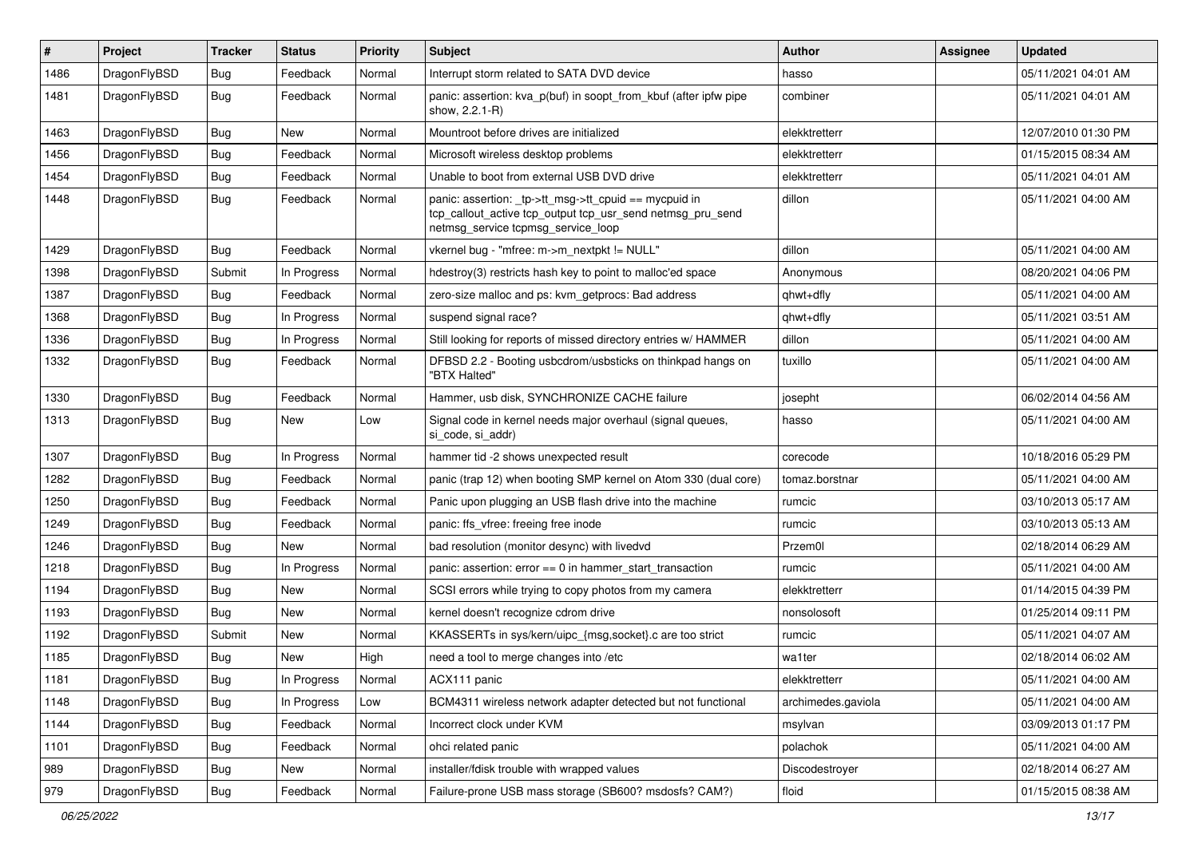| # | Project | Tracker | Status | Priority | Subject | Author | Assignee | Updated |
|---|---|---|---|---|---|---|---|---|
| 1486 | DragonFlyBSD | Bug | Feedback | Normal | Interrupt storm related to SATA DVD device | hasso | | 05/11/2021 04:01 AM |
| 1481 | DragonFlyBSD | Bug | Feedback | Normal | panic: assertion: kva_p(buf) in soopt_from_kbuf (after ipfw pipe show, 2.2.1-R) | combiner | | 05/11/2021 04:01 AM |
| 1463 | DragonFlyBSD | Bug | New | Normal | Mountroot before drives are initialized | elekktretterr | | 12/07/2010 01:30 PM |
| 1456 | DragonFlyBSD | Bug | Feedback | Normal | Microsoft wireless desktop problems | elekktretterr | | 01/15/2015 08:34 AM |
| 1454 | DragonFlyBSD | Bug | Feedback | Normal | Unable to boot from external USB DVD drive | elekktretterr | | 05/11/2021 04:01 AM |
| 1448 | DragonFlyBSD | Bug | Feedback | Normal | panic: assertion: _tp->tt_msg->tt_cpuid == mycpuid in tcp_callout_active tcp_output tcp_usr_send netmsg_pru_send netmsg_service tcpmsg_service_loop | dillon | | 05/11/2021 04:00 AM |
| 1429 | DragonFlyBSD | Bug | Feedback | Normal | vkernel bug - "mfree: m->m_nextpkt != NULL" | dillon | | 05/11/2021 04:00 AM |
| 1398 | DragonFlyBSD | Submit | In Progress | Normal | hdestroy(3) restricts hash key to point to malloc'ed space | Anonymous | | 08/20/2021 04:06 PM |
| 1387 | DragonFlyBSD | Bug | Feedback | Normal | zero-size malloc and ps: kvm_getprocs: Bad address | qhwt+dfly | | 05/11/2021 04:00 AM |
| 1368 | DragonFlyBSD | Bug | In Progress | Normal | suspend signal race? | qhwt+dfly | | 05/11/2021 03:51 AM |
| 1336 | DragonFlyBSD | Bug | In Progress | Normal | Still looking for reports of missed directory entries w/ HAMMER | dillon | | 05/11/2021 04:00 AM |
| 1332 | DragonFlyBSD | Bug | Feedback | Normal | DFBSD 2.2 - Booting usbcdrom/usbsticks on thinkpad hangs on "BTX Halted" | tuxillo | | 05/11/2021 04:00 AM |
| 1330 | DragonFlyBSD | Bug | Feedback | Normal | Hammer, usb disk, SYNCHRONIZE CACHE failure | josepht | | 06/02/2014 04:56 AM |
| 1313 | DragonFlyBSD | Bug | New | Low | Signal code in kernel needs major overhaul (signal queues, si_code, si_addr) | hasso | | 05/11/2021 04:00 AM |
| 1307 | DragonFlyBSD | Bug | In Progress | Normal | hammer tid -2 shows unexpected result | corecode | | 10/18/2016 05:29 PM |
| 1282 | DragonFlyBSD | Bug | Feedback | Normal | panic (trap 12) when booting SMP kernel on Atom 330 (dual core) | tomaz.borstnar | | 05/11/2021 04:00 AM |
| 1250 | DragonFlyBSD | Bug | Feedback | Normal | Panic upon plugging an USB flash drive into the machine | rumcic | | 03/10/2013 05:17 AM |
| 1249 | DragonFlyBSD | Bug | Feedback | Normal | panic: ffs_vfree: freeing free inode | rumcic | | 03/10/2013 05:13 AM |
| 1246 | DragonFlyBSD | Bug | New | Normal | bad resolution (monitor desync) with livedvd | Przem0l | | 02/18/2014 06:29 AM |
| 1218 | DragonFlyBSD | Bug | In Progress | Normal | panic: assertion: error == 0 in hammer_start_transaction | rumcic | | 05/11/2021 04:00 AM |
| 1194 | DragonFlyBSD | Bug | New | Normal | SCSI errors while trying to copy photos from my camera | elekktretterr | | 01/14/2015 04:39 PM |
| 1193 | DragonFlyBSD | Bug | New | Normal | kernel doesn't recognize cdrom drive | nonsolosoft | | 01/25/2014 09:11 PM |
| 1192 | DragonFlyBSD | Submit | New | Normal | KKASSERTs in sys/kern/uipc_{msg,socket}.c are too strict | rumcic | | 05/11/2021 04:07 AM |
| 1185 | DragonFlyBSD | Bug | New | High | need a tool to merge changes into /etc | wa1ter | | 02/18/2014 06:02 AM |
| 1181 | DragonFlyBSD | Bug | In Progress | Normal | ACX111 panic | elekktretterr | | 05/11/2021 04:00 AM |
| 1148 | DragonFlyBSD | Bug | In Progress | Low | BCM4311 wireless network adapter detected but not functional | archimedes.gaviola | | 05/11/2021 04:00 AM |
| 1144 | DragonFlyBSD | Bug | Feedback | Normal | Incorrect clock under KVM | msylvan | | 03/09/2013 01:17 PM |
| 1101 | DragonFlyBSD | Bug | Feedback | Normal | ohci related panic | polachok | | 05/11/2021 04:00 AM |
| 989 | DragonFlyBSD | Bug | New | Normal | installer/fdisk trouble with wrapped values | Discodestroyer | | 02/18/2014 06:27 AM |
| 979 | DragonFlyBSD | Bug | Feedback | Normal | Failure-prone USB mass storage (SB600? msdosfs? CAM?) | floid | | 01/15/2015 08:38 AM |

*06/25/2022*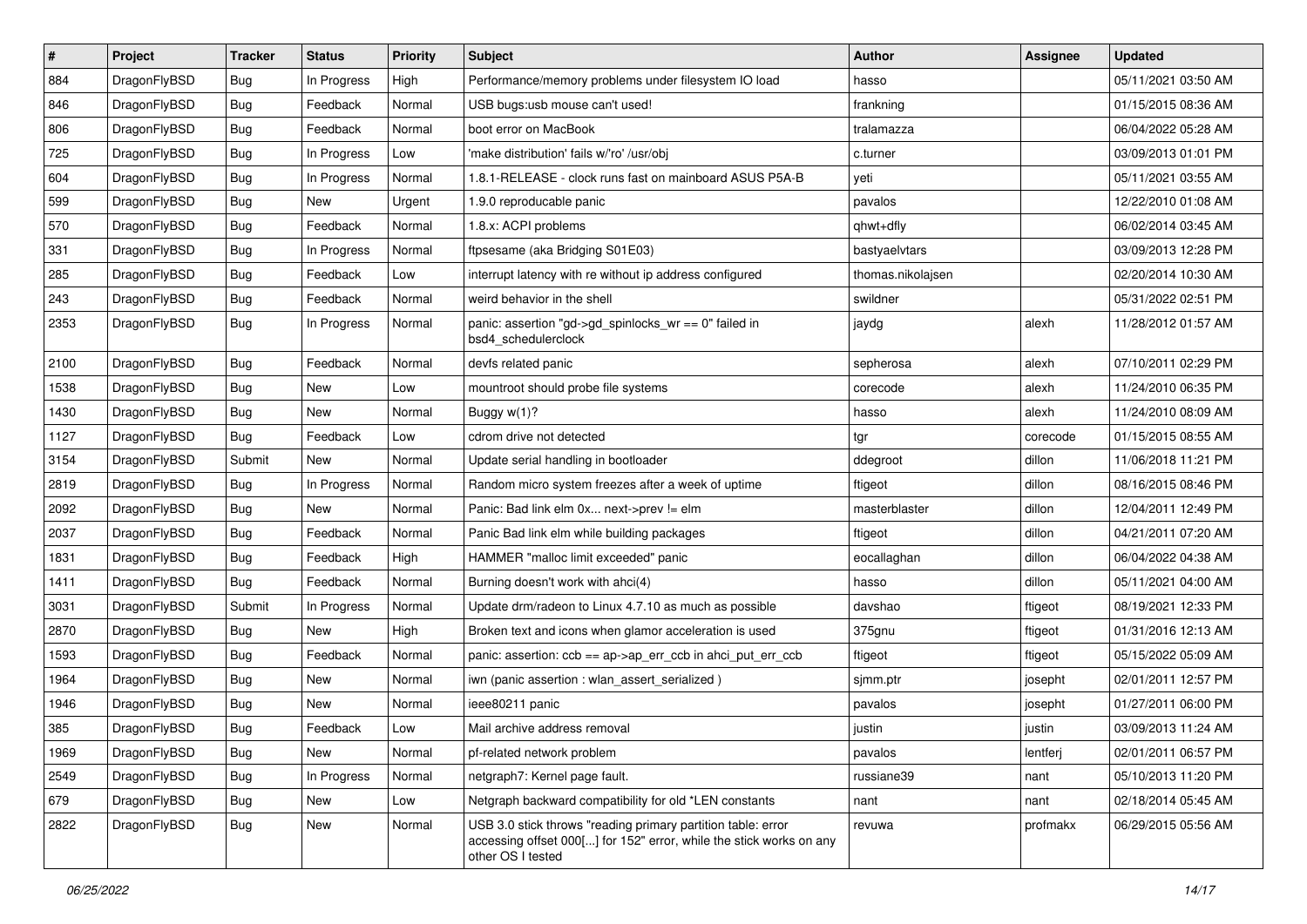| # | Project | Tracker | Status | Priority | Subject | Author | Assignee | Updated |
|---|---|---|---|---|---|---|---|---|
| 884 | DragonFlyBSD | Bug | In Progress | High | Performance/memory problems under filesystem IO load | hasso | | 05/11/2021 03:50 AM |
| 846 | DragonFlyBSD | Bug | Feedback | Normal | USB bugs:usb mouse can't used! | frankning | | 01/15/2015 08:36 AM |
| 806 | DragonFlyBSD | Bug | Feedback | Normal | boot error on MacBook | tralamazza | | 06/04/2022 05:28 AM |
| 725 | DragonFlyBSD | Bug | In Progress | Low | 'make distribution' fails w/'ro' /usr/obj | c.turner | | 03/09/2013 01:01 PM |
| 604 | DragonFlyBSD | Bug | In Progress | Normal | 1.8.1-RELEASE - clock runs fast on mainboard ASUS P5A-B | yeti | | 05/11/2021 03:55 AM |
| 599 | DragonFlyBSD | Bug | New | Urgent | 1.9.0 reproducable panic | pavalos | | 12/22/2010 01:08 AM |
| 570 | DragonFlyBSD | Bug | Feedback | Normal | 1.8.x: ACPI problems | qhwt+dfly | | 06/02/2014 03:45 AM |
| 331 | DragonFlyBSD | Bug | In Progress | Normal | ftpsesame (aka Bridging S01E03) | bastyaelvtars | | 03/09/2013 12:28 PM |
| 285 | DragonFlyBSD | Bug | Feedback | Low | interrupt latency with re without ip address configured | thomas.nikolajsen | | 02/20/2014 10:30 AM |
| 243 | DragonFlyBSD | Bug | Feedback | Normal | weird behavior in the shell | swildner | | 05/31/2022 02:51 PM |
| 2353 | DragonFlyBSD | Bug | In Progress | Normal | panic: assertion "gd->gd_spinlocks_wr == 0" failed in bsd4_schedulerclock | jaydg | alexh | 11/28/2012 01:57 AM |
| 2100 | DragonFlyBSD | Bug | Feedback | Normal | devfs related panic | sepherosa | alexh | 07/10/2011 02:29 PM |
| 1538 | DragonFlyBSD | Bug | New | Low | mountroot should probe file systems | corecode | alexh | 11/24/2010 06:35 PM |
| 1430 | DragonFlyBSD | Bug | New | Normal | Buggy w(1)? | hasso | alexh | 11/24/2010 08:09 AM |
| 1127 | DragonFlyBSD | Bug | Feedback | Low | cdrom drive not detected | tgr | corecode | 01/15/2015 08:55 AM |
| 3154 | DragonFlyBSD | Submit | New | Normal | Update serial handling in bootloader | ddegroot | dillon | 11/06/2018 11:21 PM |
| 2819 | DragonFlyBSD | Bug | In Progress | Normal | Random micro system freezes after a week of uptime | ftigeot | dillon | 08/16/2015 08:46 PM |
| 2092 | DragonFlyBSD | Bug | New | Normal | Panic: Bad link elm 0x... next->prev != elm | masterblaster | dillon | 12/04/2011 12:49 PM |
| 2037 | DragonFlyBSD | Bug | Feedback | Normal | Panic Bad link elm while building packages | ftigeot | dillon | 04/21/2011 07:20 AM |
| 1831 | DragonFlyBSD | Bug | Feedback | High | HAMMER "malloc limit exceeded" panic | eocallaghan | dillon | 06/04/2022 04:38 AM |
| 1411 | DragonFlyBSD | Bug | Feedback | Normal | Burning doesn't work with ahci(4) | hasso | dillon | 05/11/2021 04:00 AM |
| 3031 | DragonFlyBSD | Submit | In Progress | Normal | Update drm/radeon to Linux 4.7.10 as much as possible | davshao | ftigeot | 08/19/2021 12:33 PM |
| 2870 | DragonFlyBSD | Bug | New | High | Broken text and icons when glamor acceleration is used | 375gnu | ftigeot | 01/31/2016 12:13 AM |
| 1593 | DragonFlyBSD | Bug | Feedback | Normal | panic: assertion: ccb == ap->ap_err_ccb in ahci_put_err_ccb | ftigeot | ftigeot | 05/15/2022 05:09 AM |
| 1964 | DragonFlyBSD | Bug | New | Normal | iwn (panic assertion : wlan_assert_serialized ) | sjmm.ptr | josepht | 02/01/2011 12:57 PM |
| 1946 | DragonFlyBSD | Bug | New | Normal | ieee80211 panic | pavalos | josepht | 01/27/2011 06:00 PM |
| 385 | DragonFlyBSD | Bug | Feedback | Low | Mail archive address removal | justin | justin | 03/09/2013 11:24 AM |
| 1969 | DragonFlyBSD | Bug | New | Normal | pf-related network problem | pavalos | lentferj | 02/01/2011 06:57 PM |
| 2549 | DragonFlyBSD | Bug | In Progress | Normal | netgraph7: Kernel page fault. | russiane39 | nant | 05/10/2013 11:20 PM |
| 679 | DragonFlyBSD | Bug | New | Low | Netgraph backward compatibility for old *LEN constants | nant | nant | 02/18/2014 05:45 AM |
| 2822 | DragonFlyBSD | Bug | New | Normal | USB 3.0 stick throws "reading primary partition table: error accessing offset 000[...] for 152" error, while the stick works on any other OS I tested | revuwa | profmakx | 06/29/2015 05:56 AM |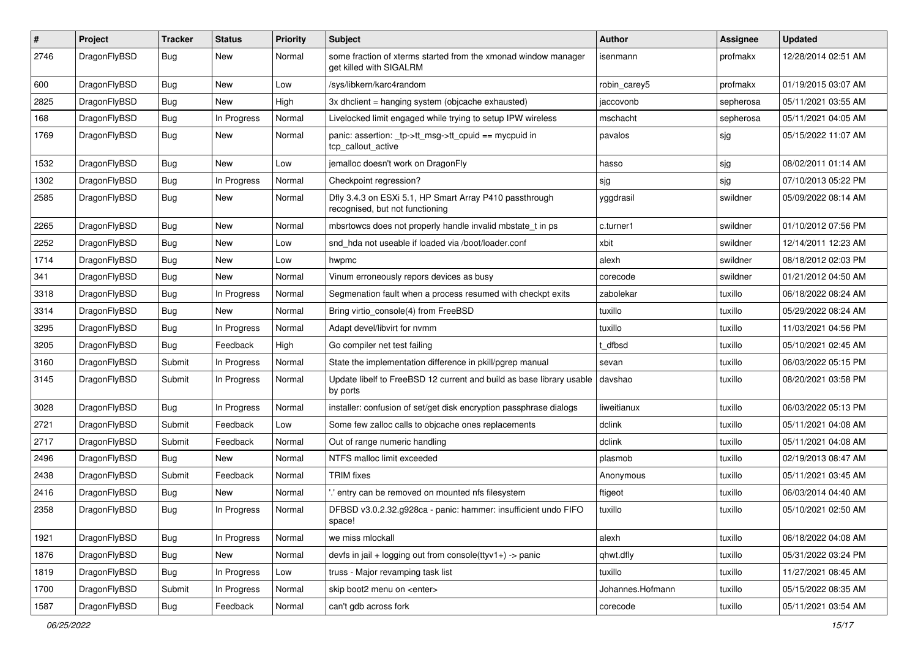| # | Project | Tracker | Status | Priority | Subject | Author | Assignee | Updated |
|---|---|---|---|---|---|---|---|---|
| 2746 | DragonFlyBSD | Bug | New | Normal | some fraction of xterms started from the xmonad window manager get killed with SIGALRM | isenmann | profmakx | 12/28/2014 02:51 AM |
| 600 | DragonFlyBSD | Bug | New | Low | /sys/libkern/karc4random | robin_carey5 | profmakx | 01/19/2015 03:07 AM |
| 2825 | DragonFlyBSD | Bug | New | High | 3x dhclient = hanging system (objcache exhausted) | jaccovonb | sepherosa | 05/11/2021 03:55 AM |
| 168 | DragonFlyBSD | Bug | In Progress | Normal | Livelocked limit engaged while trying to setup IPW wireless | mschacht | sepherosa | 05/11/2021 04:05 AM |
| 1769 | DragonFlyBSD | Bug | New | Normal | panic: assertion: _tp->tt_msg->tt_cpuid == mycpuid in tcp_callout_active | pavalos | sjg | 05/15/2022 11:07 AM |
| 1532 | DragonFlyBSD | Bug | New | Low | jemalloc doesn't work on DragonFly | hasso | sjg | 08/02/2011 01:14 AM |
| 1302 | DragonFlyBSD | Bug | In Progress | Normal | Checkpoint regression? | sjg | sjg | 07/10/2013 05:22 PM |
| 2585 | DragonFlyBSD | Bug | New | Normal | Dfly 3.4.3 on ESXi 5.1, HP Smart Array P410 passthrough recognised, but not functioning | yggdrasil | swildner | 05/09/2022 08:14 AM |
| 2265 | DragonFlyBSD | Bug | New | Normal | mbsrtowcs does not properly handle invalid mbstate_t in ps | c.turner1 | swildner | 01/10/2012 07:56 PM |
| 2252 | DragonFlyBSD | Bug | New | Low | snd_hda not useable if loaded via /boot/loader.conf | xbit | swildner | 12/14/2011 12:23 AM |
| 1714 | DragonFlyBSD | Bug | New | Low | hwpmc | alexh | swildner | 08/18/2012 02:03 PM |
| 341 | DragonFlyBSD | Bug | New | Normal | Vinum erroneously repors devices as busy | corecode | swildner | 01/21/2012 04:50 AM |
| 3318 | DragonFlyBSD | Bug | In Progress | Normal | Segmenation fault when a process resumed with checkpt exits | zabolekar | tuxillo | 06/18/2022 08:24 AM |
| 3314 | DragonFlyBSD | Bug | New | Normal | Bring virtio_console(4) from FreeBSD | tuxillo | tuxillo | 05/29/2022 08:24 AM |
| 3295 | DragonFlyBSD | Bug | In Progress | Normal | Adapt devel/libvirt for nvmm | tuxillo | tuxillo | 11/03/2021 04:56 PM |
| 3205 | DragonFlyBSD | Bug | Feedback | High | Go compiler net test failing | t_dfbsd | tuxillo | 05/10/2021 02:45 AM |
| 3160 | DragonFlyBSD | Submit | In Progress | Normal | State the implementation difference in pkill/pgrep manual | sevan | tuxillo | 06/03/2022 05:15 PM |
| 3145 | DragonFlyBSD | Submit | In Progress | Normal | Update libelf to FreeBSD 12 current and build as base library usable by ports | davshao | tuxillo | 08/20/2021 03:58 PM |
| 3028 | DragonFlyBSD | Bug | In Progress | Normal | installer: confusion of set/get disk encryption passphrase dialogs | liweitianux | tuxillo | 06/03/2022 05:13 PM |
| 2721 | DragonFlyBSD | Submit | Feedback | Low | Some few zalloc calls to objcache ones replacements | dclink | tuxillo | 05/11/2021 04:08 AM |
| 2717 | DragonFlyBSD | Submit | Feedback | Normal | Out of range numeric handling | dclink | tuxillo | 05/11/2021 04:08 AM |
| 2496 | DragonFlyBSD | Bug | New | Normal | NTFS malloc limit exceeded | plasmob | tuxillo | 02/19/2013 08:47 AM |
| 2438 | DragonFlyBSD | Submit | Feedback | Normal | TRIM fixes | Anonymous | tuxillo | 05/11/2021 03:45 AM |
| 2416 | DragonFlyBSD | Bug | New | Normal | '.' entry can be removed on mounted nfs filesystem | ftigeot | tuxillo | 06/03/2014 04:40 AM |
| 2358 | DragonFlyBSD | Bug | In Progress | Normal | DFBSD v3.0.2.32.g928ca - panic: hammer: insufficient undo FIFO space! | tuxillo | tuxillo | 05/10/2021 02:50 AM |
| 1921 | DragonFlyBSD | Bug | In Progress | Normal | we miss mlockall | alexh | tuxillo | 06/18/2022 04:08 AM |
| 1876 | DragonFlyBSD | Bug | New | Normal | devfs in jail + logging out from console(ttyv1+) -> panic | qhwt.dfly | tuxillo | 05/31/2022 03:24 PM |
| 1819 | DragonFlyBSD | Bug | In Progress | Low | truss - Major revamping task list | tuxillo | tuxillo | 11/27/2021 08:45 AM |
| 1700 | DragonFlyBSD | Submit | In Progress | Normal | skip boot2 menu on <enter> | Johannes.Hofmann | tuxillo | 05/15/2022 08:35 AM |
| 1587 | DragonFlyBSD | Bug | Feedback | Normal | can't gdb across fork | corecode | tuxillo | 05/11/2021 03:54 AM |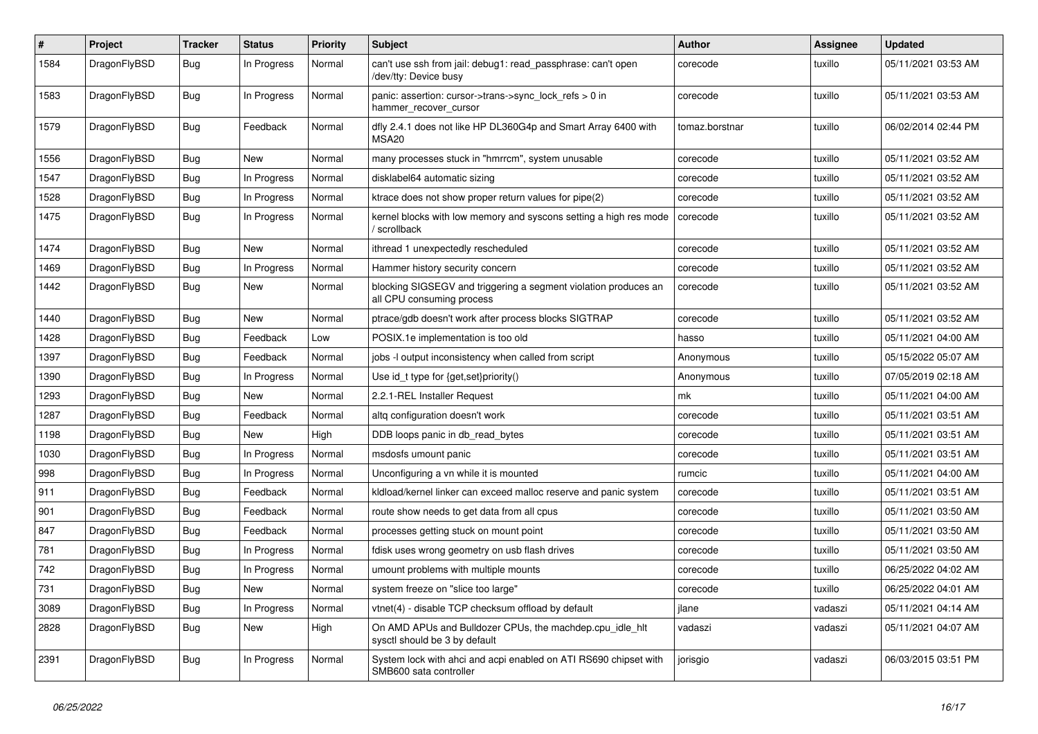| # | Project | Tracker | Status | Priority | Subject | Author | Assignee | Updated |
|---|---|---|---|---|---|---|---|---|
| 1584 | DragonFlyBSD | Bug | In Progress | Normal | can't use ssh from jail: debug1: read_passphrase: can't open /dev/tty: Device busy | corecode | tuxillo | 05/11/2021 03:53 AM |
| 1583 | DragonFlyBSD | Bug | In Progress | Normal | panic: assertion: cursor->trans->sync_lock_refs > 0 in hammer_recover_cursor | corecode | tuxillo | 05/11/2021 03:53 AM |
| 1579 | DragonFlyBSD | Bug | Feedback | Normal | dfly 2.4.1 does not like HP DL360G4p and Smart Array 6400 with MSA20 | tomaz.borstnar | tuxillo | 06/02/2014 02:44 PM |
| 1556 | DragonFlyBSD | Bug | New | Normal | many processes stuck in "hmrrcm", system unusable | corecode | tuxillo | 05/11/2021 03:52 AM |
| 1547 | DragonFlyBSD | Bug | In Progress | Normal | disklabel64 automatic sizing | corecode | tuxillo | 05/11/2021 03:52 AM |
| 1528 | DragonFlyBSD | Bug | In Progress | Normal | ktrace does not show proper return values for pipe(2) | corecode | tuxillo | 05/11/2021 03:52 AM |
| 1475 | DragonFlyBSD | Bug | In Progress | Normal | kernel blocks with low memory and syscons setting a high res mode / scrollback | corecode | tuxillo | 05/11/2021 03:52 AM |
| 1474 | DragonFlyBSD | Bug | New | Normal | ithread 1 unexpectedly rescheduled | corecode | tuxillo | 05/11/2021 03:52 AM |
| 1469 | DragonFlyBSD | Bug | In Progress | Normal | Hammer history security concern | corecode | tuxillo | 05/11/2021 03:52 AM |
| 1442 | DragonFlyBSD | Bug | New | Normal | blocking SIGSEGV and triggering a segment violation produces an all CPU consuming process | corecode | tuxillo | 05/11/2021 03:52 AM |
| 1440 | DragonFlyBSD | Bug | New | Normal | ptrace/gdb doesn't work after process blocks SIGTRAP | corecode | tuxillo | 05/11/2021 03:52 AM |
| 1428 | DragonFlyBSD | Bug | Feedback | Low | POSIX.1e implementation is too old | hasso | tuxillo | 05/11/2021 04:00 AM |
| 1397 | DragonFlyBSD | Bug | Feedback | Normal | jobs -l output inconsistency when called from script | Anonymous | tuxillo | 05/15/2022 05:07 AM |
| 1390 | DragonFlyBSD | Bug | In Progress | Normal | Use id_t type for {get,set}priority() | Anonymous | tuxillo | 07/05/2019 02:18 AM |
| 1293 | DragonFlyBSD | Bug | New | Normal | 2.2.1-REL Installer Request | mk | tuxillo | 05/11/2021 04:00 AM |
| 1287 | DragonFlyBSD | Bug | Feedback | Normal | altq configuration doesn't work | corecode | tuxillo | 05/11/2021 03:51 AM |
| 1198 | DragonFlyBSD | Bug | New | High | DDB loops panic in db_read_bytes | corecode | tuxillo | 05/11/2021 03:51 AM |
| 1030 | DragonFlyBSD | Bug | In Progress | Normal | msdosfs umount panic | corecode | tuxillo | 05/11/2021 03:51 AM |
| 998 | DragonFlyBSD | Bug | In Progress | Normal | Unconfiguring a vn while it is mounted | rumcic | tuxillo | 05/11/2021 04:00 AM |
| 911 | DragonFlyBSD | Bug | Feedback | Normal | kldload/kernel linker can exceed malloc reserve and panic system | corecode | tuxillo | 05/11/2021 03:51 AM |
| 901 | DragonFlyBSD | Bug | Feedback | Normal | route show needs to get data from all cpus | corecode | tuxillo | 05/11/2021 03:50 AM |
| 847 | DragonFlyBSD | Bug | Feedback | Normal | processes getting stuck on mount point | corecode | tuxillo | 05/11/2021 03:50 AM |
| 781 | DragonFlyBSD | Bug | In Progress | Normal | fdisk uses wrong geometry on usb flash drives | corecode | tuxillo | 05/11/2021 03:50 AM |
| 742 | DragonFlyBSD | Bug | In Progress | Normal | umount problems with multiple mounts | corecode | tuxillo | 06/25/2022 04:02 AM |
| 731 | DragonFlyBSD | Bug | New | Normal | system freeze on "slice too large" | corecode | tuxillo | 06/25/2022 04:01 AM |
| 3089 | DragonFlyBSD | Bug | In Progress | Normal | vtnet(4) - disable TCP checksum offload by default | jlane | vadaszi | 05/11/2021 04:14 AM |
| 2828 | DragonFlyBSD | Bug | New | High | On AMD APUs and Bulldozer CPUs, the machdep.cpu_idle_hlt sysctl should be 3 by default | vadaszi | vadaszi | 05/11/2021 04:07 AM |
| 2391 | DragonFlyBSD | Bug | In Progress | Normal | System lock with ahci and acpi enabled on ATI RS690 chipset with SMB600 sata controller | jorisgio | vadaszi | 06/03/2015 03:51 PM |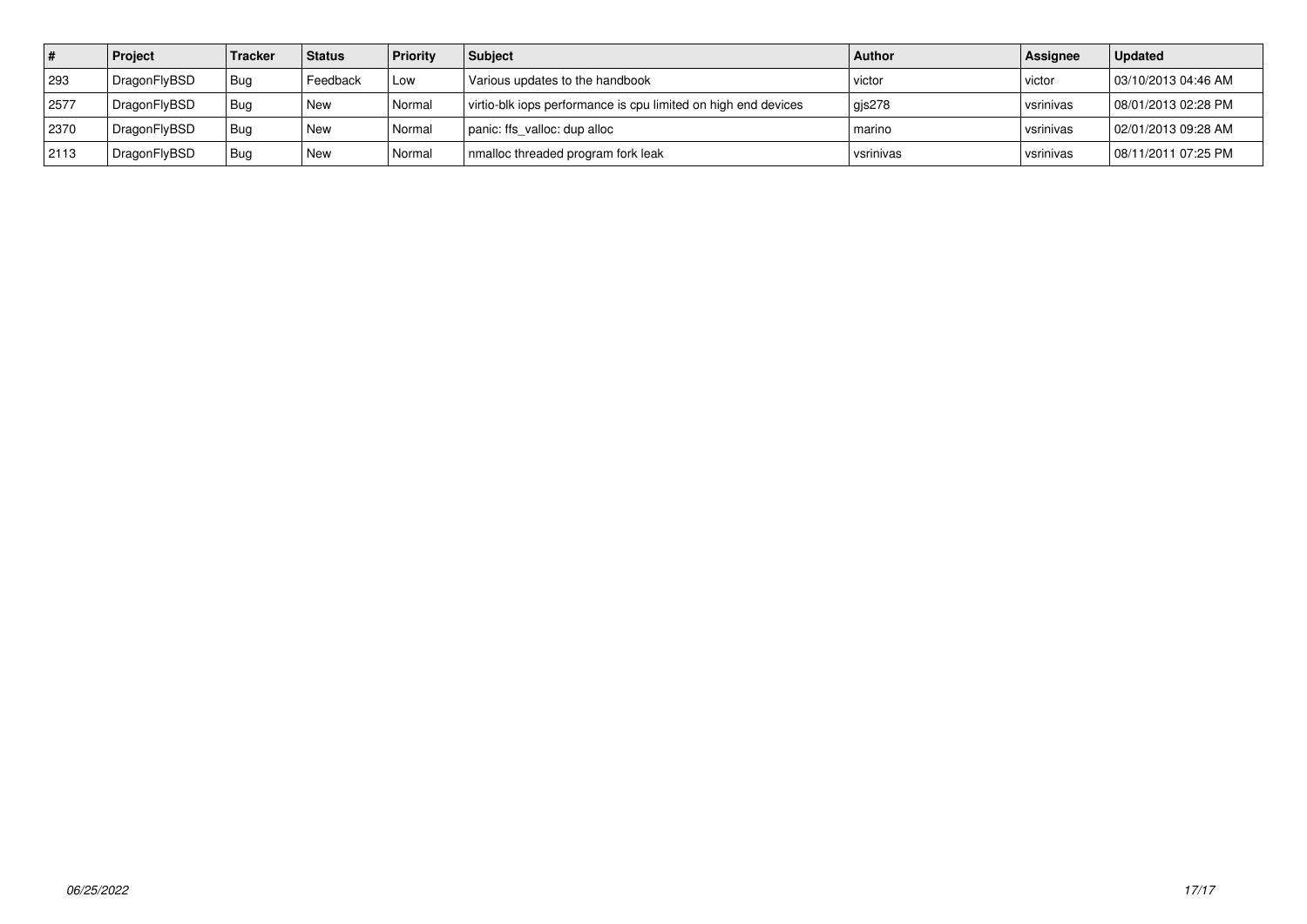| # | Project | Tracker | Status | Priority | Subject | Author | Assignee | Updated |
|---|---|---|---|---|---|---|---|---|
| 293 | DragonFlyBSD | Bug | Feedback | Low | Various updates to the handbook | victor | victor | 03/10/2013 04:46 AM |
| 2577 | DragonFlyBSD | Bug | New | Normal | virtio-blk iops performance is cpu limited on high end devices | gjs278 | vsrinivas | 08/01/2013 02:28 PM |
| 2370 | DragonFlyBSD | Bug | New | Normal | panic: ffs_valloc: dup alloc | marino | vsrinivas | 02/01/2013 09:28 AM |
| 2113 | DragonFlyBSD | Bug | New | Normal | nmalloc threaded program fork leak | vsrinivas | vsrinivas | 08/11/2011 07:25 PM |